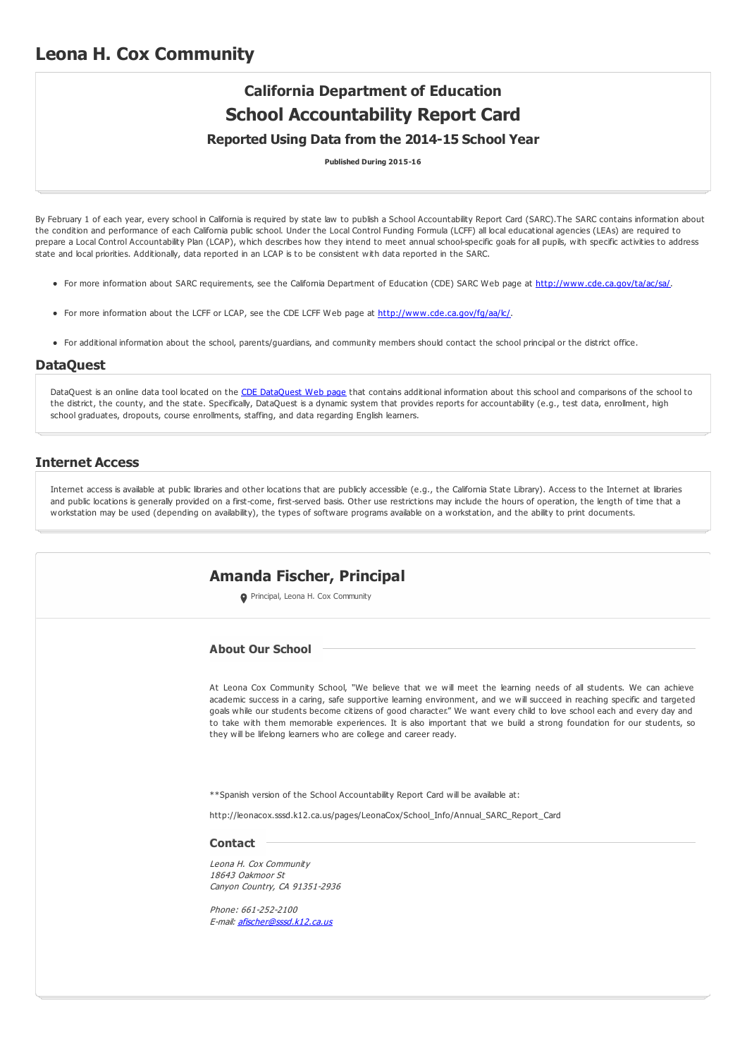# Leona H. Cox Community

## California Department of Education
## School Accountability Report Card
### Reported Using Data from the 2014-15 School Year

**Published During 2015-16**

By February 1 of each year, every school in California is required by state law to publish a School Accountability Report Card (SARC).The SARC contains information about the condition and performance of each California public school. Under the Local Control Funding Formula (LCFF) all local educational agencies (LEAs) are required to prepare a Local Control Accountability Plan (LCAP), which describes how they intend to meet annual school-specific goals for all pupils, with specific activities to address state and local priorities. Additionally, data reported in an LCAP is to be consistent with data reported in the SARC.

- For more information about SARC requirements, see the California Department of Education (CDE) SARC Web page at http://www.cde.ca.gov/ta/ac/sa/.
- For more information about the LCFF or LCAP, see the CDE LCFF Web page at http://www.cde.ca.gov/fg/aa/lc/.
- For additional information about the school, parents/guardians, and community members should contact the school principal or the district office.

## DataQuest

DataQuest is an online data tool located on the CDE DataQuest Web page that contains additional information about this school and comparisons of the school to the district, the county, and the state. Specifically, DataQuest is a dynamic system that provides reports for accountability (e.g., test data, enrollment, high school graduates, dropouts, course enrollments, staffing, and data regarding English learners.

## Internet Access

Internet access is available at public libraries and other locations that are publicly accessible (e.g., the California State Library). Access to the Internet at libraries and public locations is generally provided on a first-come, first-served basis. Other use restrictions may include the hours of operation, the length of time that a workstation may be used (depending on availability), the types of software programs available on a workstation, and the ability to print documents.

## Amanda Fischer, Principal

Principal, Leona H. Cox Community

### About Our School

At Leona Cox Community School, "We believe that we will meet the learning needs of all students. We can achieve academic success in a caring, safe supportive learning environment, and we will succeed in reaching specific and targeted goals while our students become citizens of good character." We want every child to love school each and every day and to take with them memorable experiences. It is also important that we build a strong foundation for our students, so they will be lifelong learners who are college and career ready.

**Spanish version of the School Accountability Report Card will be available at:

http://leonacox.sssd.k12.ca.us/pages/LeonaCox/School_Info/Annual_SARC_Report_Card

### Contact

*Leona H. Cox Community*
*18643 Oakmoor St*
*Canyon Country, CA 91351-2936*

*Phone: 661-252-2100*
*E-mail: afischer@sssd.k12.ca.us*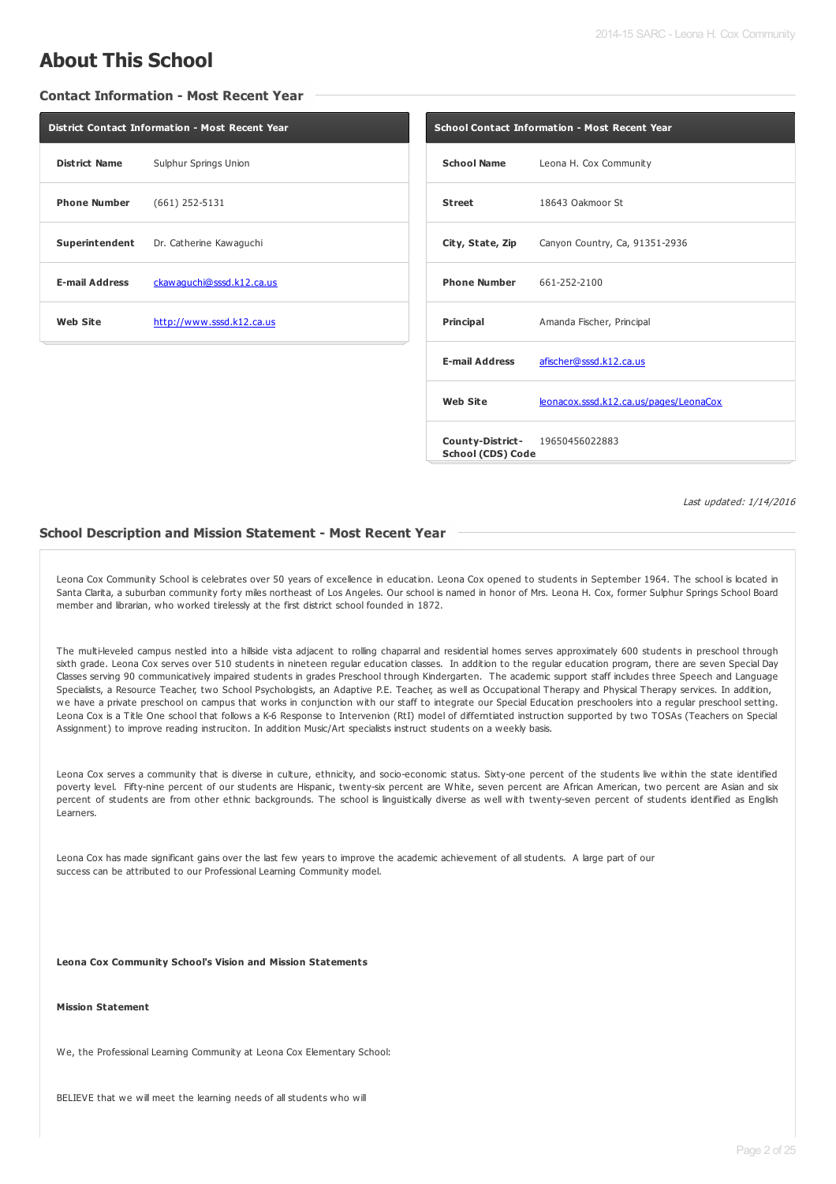# About This School

## Contact Information - Most Recent Year

| District Contact Information - Most Recent Year | |
|---|---|
| **District Name** | Sulphur Springs Union |
| **Phone Number** | (661) 252-5131 |
| **Superintendent** | Dr. Catherine Kawaguchi |
| **E-mail Address** | ckawaguchi@sssd.k12.ca.us |
| **Web Site** | http://www.sssd.k12.ca.us |

| School Contact Information - Most Recent Year | |
|---|---|
| **School Name** | Leona H. Cox Community |
| **Street** | 18643 Oakmoor St |
| **City, State, Zip** | Canyon Country, Ca, 91351-2936 |
| **Phone Number** | 661-252-2100 |
| **Principal** | Amanda Fischer, Principal |
| **E-mail Address** | afischer@sssd.k12.ca.us |
| **Web Site** | leonacox.sssd.k12.ca.us/pages/LeonaCox |
| **County-District-School (CDS) Code** | 19650456022883 |

*Last updated: 1/14/2016*

## School Description and Mission Statement - Most Recent Year

Leona Cox Community School is celebrates over 50 years of excellence in education. Leona Cox opened to students in September 1964. The school is located in Santa Clarita, a suburban community forty miles northeast of Los Angeles. Our school is named in honor of Mrs. Leona H. Cox, former Sulphur Springs School Board member and librarian, who worked tirelessly at the first district school founded in 1872.

The multi-leveled campus nestled into a hillside vista adjacent to rolling chaparral and residential homes serves approximately 600 students in preschool through sixth grade. Leona Cox serves over 510 students in nineteen regular education classes. In addition to the regular education program, there are seven Special Day Classes serving 90 communicatively impaired students in grades Preschool through Kindergarten. The academic support staff includes three Speech and Language Specialists, a Resource Teacher, two School Psychologists, an Adaptive P.E. Teacher, as well as Occupational Therapy and Physical Therapy services. In addition, we have a private preschool on campus that works in conjunction with our staff to integrate our Special Education preschoolers into a regular preschool setting. Leona Cox is a Title One school that follows a K-6 Response to Intervenion (RtI) model of differntiated instruction supported by two TOSAs (Teachers on Special Assignment) to improve reading instruciton. In addition Music/Art specialists instruct students on a weekly basis.

Leona Cox serves a community that is diverse in culture, ethnicity, and socio-economic status. Sixty-one percent of the students live within the state identified poverty level. Fifty-nine percent of our students are Hispanic, twenty-six percent are White, seven percent are African American, two percent are Asian and six percent of students are from other ethnic backgrounds. The school is linguistically diverse as well with twenty-seven percent of students identified as English Learners.

Leona Cox has made significant gains over the last few years to improve the academic achievement of all students. A large part of our success can be attributed to our Professional Learning Community model.

**Leona Cox Community School's Vision and Mission Statements**

**Mission Statement**

We, the Professional Learning Community at Leona Cox Elementary School:

BELIEVE that we will meet the learning needs of all students who will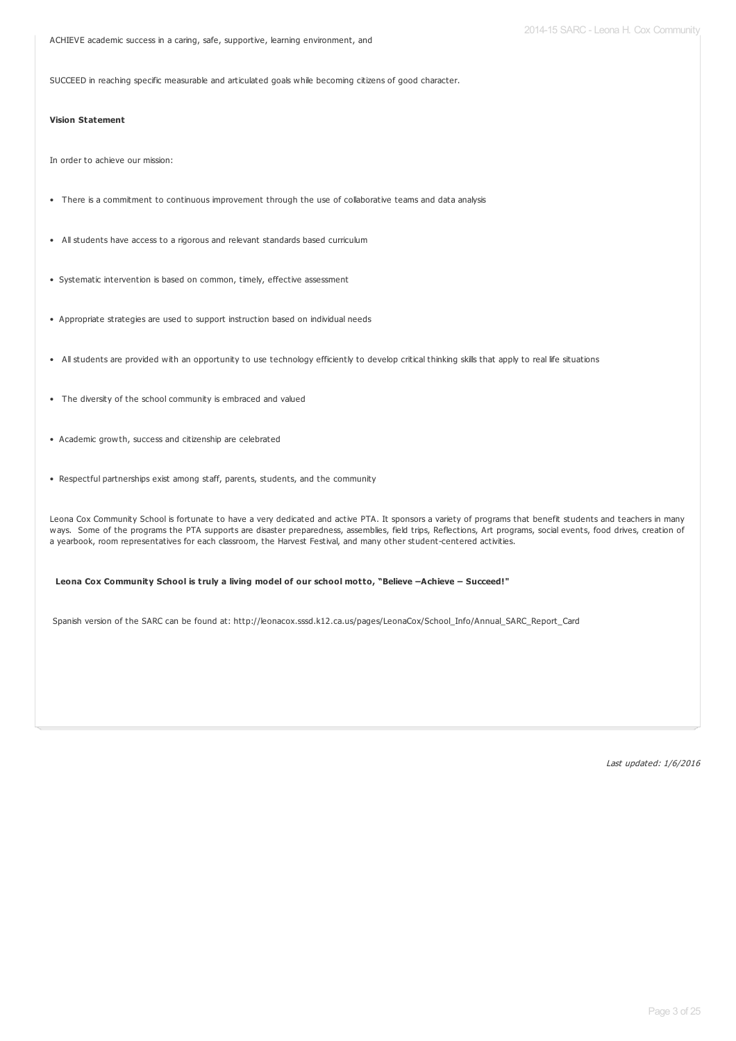ACHIEVE academic success in a caring, safe, supportive, learning environment, and

SUCCEED in reaching specific measurable and articulated goals while becoming citizens of good character.

**Vision Statement**

In order to achieve our mission:

- There is a commitment to continuous improvement through the use of collaborative teams and data analysis
- All students have access to a rigorous and relevant standards based curriculum
- Systematic intervention is based on common, timely, effective assessment
- Appropriate strategies are used to support instruction based on individual needs
- All students are provided with an opportunity to use technology efficiently to develop critical thinking skills that apply to real life situations
- The diversity of the school community is embraced and valued
- Academic growth, success and citizenship are celebrated
- Respectful partnerships exist among staff, parents, students, and the community

Leona Cox Community School is fortunate to have a very dedicated and active PTA. It sponsors a variety of programs that benefit students and teachers in many ways. Some of the programs the PTA supports are disaster preparedness, assemblies, field trips, Reflections, Art programs, social events, food drives, creation of a yearbook, room representatives for each classroom, the Harvest Festival, and many other student-centered activities.

**Leona Cox Community School is truly a living model of our school motto, "Believe –Achieve – Succeed!"**

Spanish version of the SARC can be found at: http://leonacox.sssd.k12.ca.us/pages/LeonaCox/School_Info/Annual_SARC_Report_Card

*Last updated: 1/6/2016*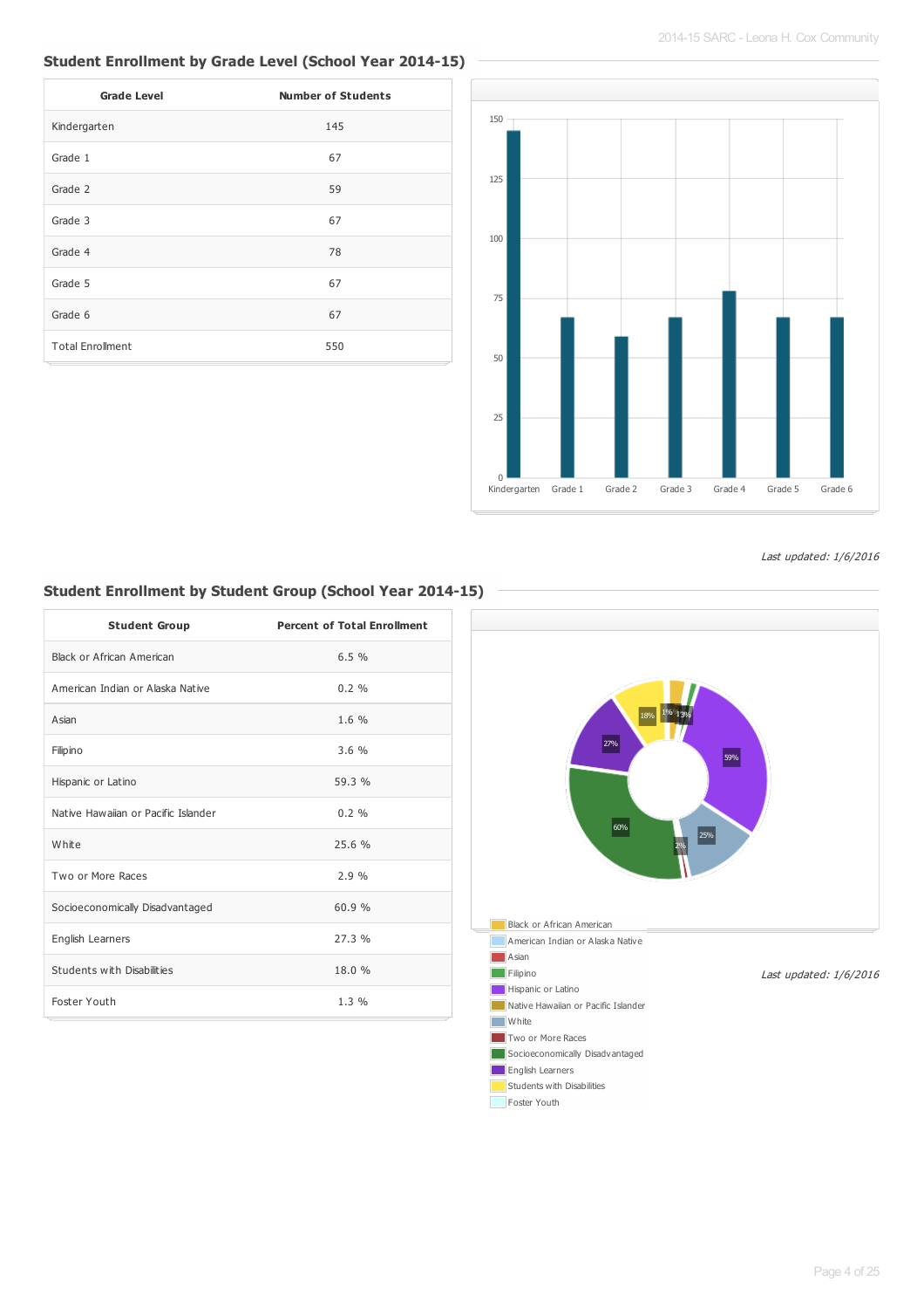## Student Enrollment by Grade Level (School Year 2014-15)

| Grade Level | Number of Students |
|---|---|
| Kindergarten | 145 |
| Grade 1 | 67 |
| Grade 2 | 59 |
| Grade 3 | 67 |
| Grade 4 | 78 |
| Grade 5 | 67 |
| Grade 6 | 67 |
| Total Enrollment | 550 |

*Last updated: 1/6/2016*

## Student Enrollment by Student Group (School Year 2014-15)

| Student Group | Percent of Total Enrollment |
|---|---|
| Black or African American | 6.5 % |
| American Indian or Alaska Native | 0.2 % |
| Asian | 1.6 % |
| Filipino | 3.6 % |
| Hispanic or Latino | 59.3 % |
| Native Hawaiian or Pacific Islander | 0.2 % |
| White | 25.6 % |
| Two or More Races | 2.9 % |
| Socioeconomically Disadvantaged | 60.9 % |
| English Learners | 27.3 % |
| Students with Disabilities | 18.0 % |
| Foster Youth | 1.3 % |

*Last updated: 1/6/2016*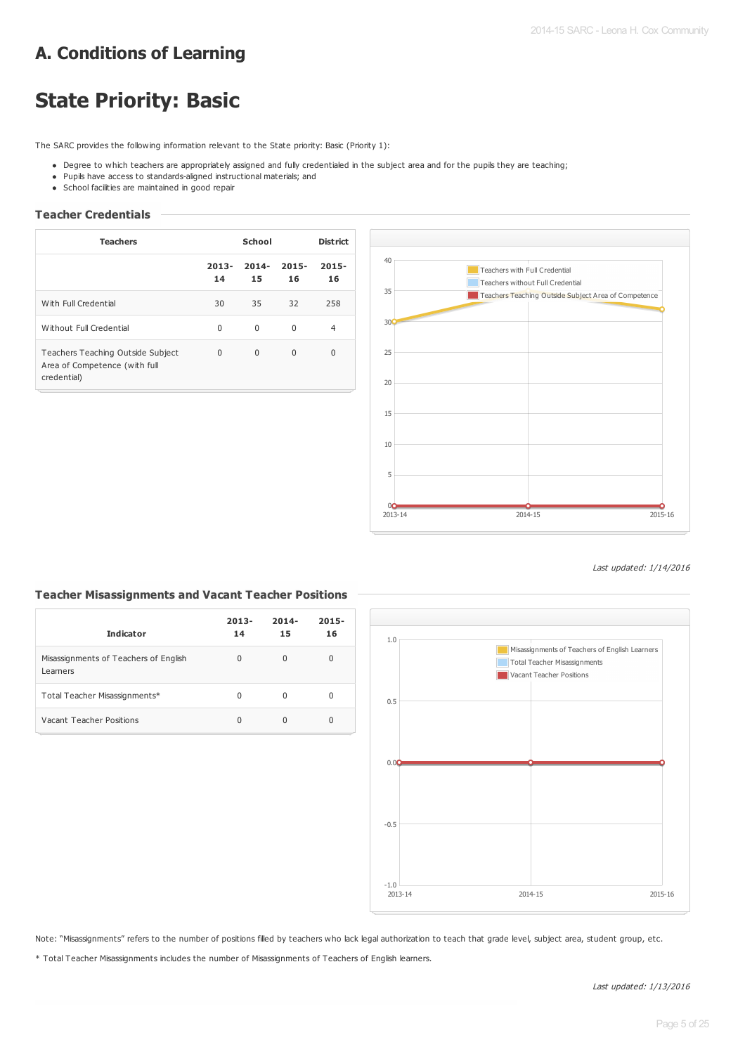# A. Conditions of Learning

# State Priority: Basic

The SARC provides the following information relevant to the State priority: Basic (Priority 1):

- Degree to which teachers are appropriately assigned and fully credentialed in the subject area and for the pupils they are teaching;
- Pupils have access to standards-aligned instructional materials; and
- School facilities are maintained in good repair

### Teacher Credentials

| Teachers | School | | | District |
|---|---|---|---|---|
| | 2013-14 | 2014-15 | 2015-16 | 2015-16 |
| With Full Credential | 30 | 35 | 32 | 258 |
| Without Full Credential | 0 | 0 | 0 | 4 |
| Teachers Teaching Outside Subject Area of Competence (with full credential) | 0 | 0 | 0 | 0 |

*Last updated: 1/14/2016*

### Teacher Misassignments and Vacant Teacher Positions

| Indicator | 2013-14 | 2014-15 | 2015-16 |
|---|---|---|---|
| Misassignments of Teachers of English Learners | 0 | 0 | 0 |
| Total Teacher Misassignments* | 0 | 0 | 0 |
| Vacant Teacher Positions | 0 | 0 | 0 |

Note: "Misassignments" refers to the number of positions filled by teachers who lack legal authorization to teach that grade level, subject area, student group, etc.

* Total Teacher Misassignments includes the number of Misassignments of Teachers of English learners.

*Last updated: 1/13/2016*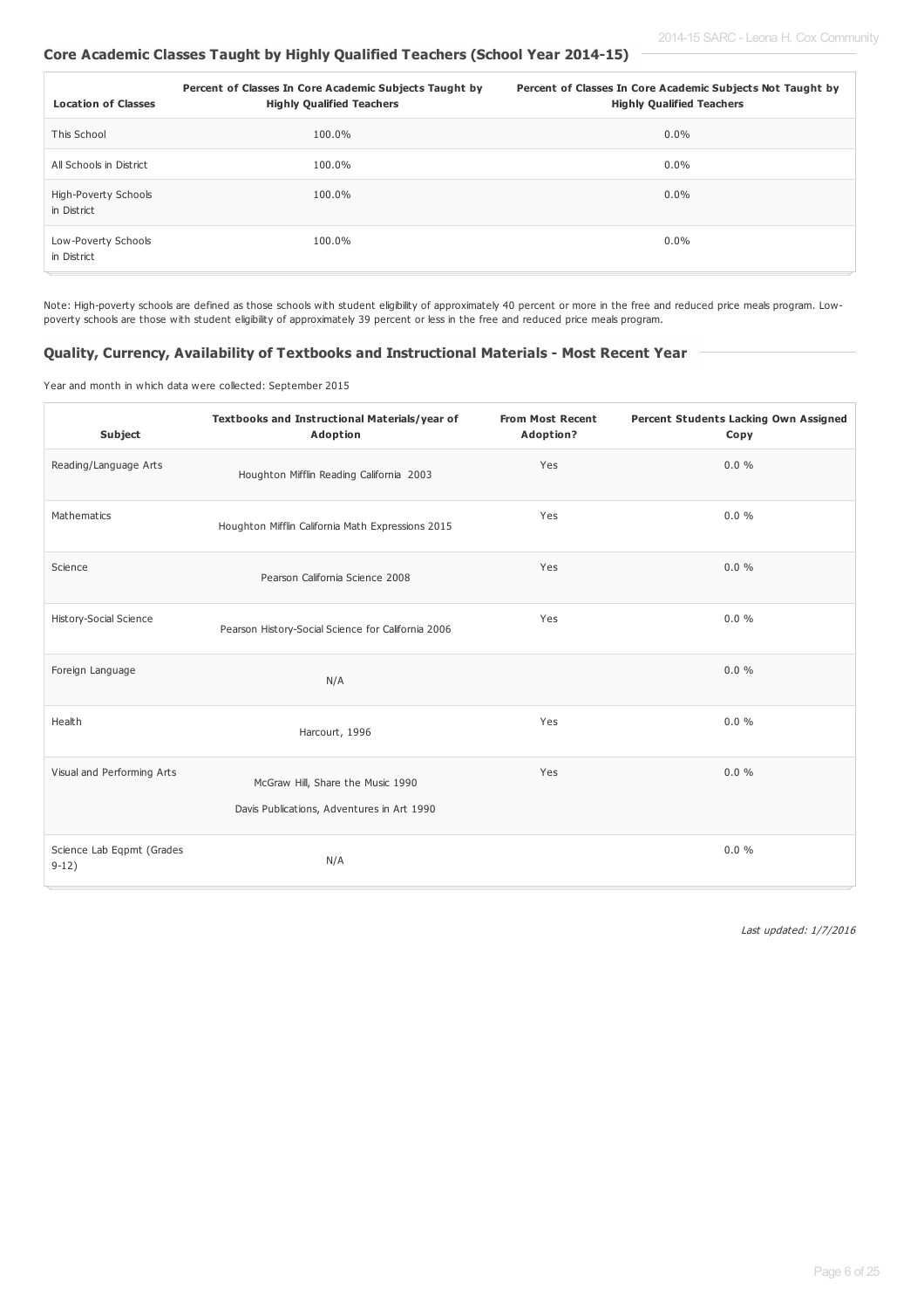## Core Academic Classes Taught by Highly Qualified Teachers (School Year 2014-15)

| Location of Classes | Percent of Classes In Core Academic Subjects Taught by Highly Qualified Teachers | Percent of Classes In Core Academic Subjects Not Taught by Highly Qualified Teachers |
|---|---|---|
| This School | 100.0% | 0.0% |
| All Schools in District | 100.0% | 0.0% |
| High-Poverty Schools in District | 100.0% | 0.0% |
| Low-Poverty Schools in District | 100.0% | 0.0% |

Note: High-poverty schools are defined as those schools with student eligibility of approximately 40 percent or more in the free and reduced price meals program. Low-poverty schools are those with student eligibility of approximately 39 percent or less in the free and reduced price meals program.

## Quality, Currency, Availability of Textbooks and Instructional Materials - Most Recent Year

Year and month in which data were collected: September 2015

| Subject | Textbooks and Instructional Materials/year of Adoption | From Most Recent Adoption? | Percent Students Lacking Own Assigned Copy |
|---|---|---|---|
| Reading/Language Arts | Houghton Mifflin Reading California 2003 | Yes | 0.0 % |
| Mathematics | Houghton Mifflin California Math Expressions 2015 | Yes | 0.0 % |
| Science | Pearson California Science 2008 | Yes | 0.0 % |
| History-Social Science | Pearson History-Social Science for California 2006 | Yes | 0.0 % |
| Foreign Language | N/A | | 0.0 % |
| Health | Harcourt, 1996 | Yes | 0.0 % |
| Visual and Performing Arts | McGraw Hill, Share the Music 1990<br>Davis Publications, Adventures in Art 1990 | Yes | 0.0 % |
| Science Lab Eqpmt (Grades 9-12) | N/A | | 0.0 % |

*Last updated: 1/7/2016*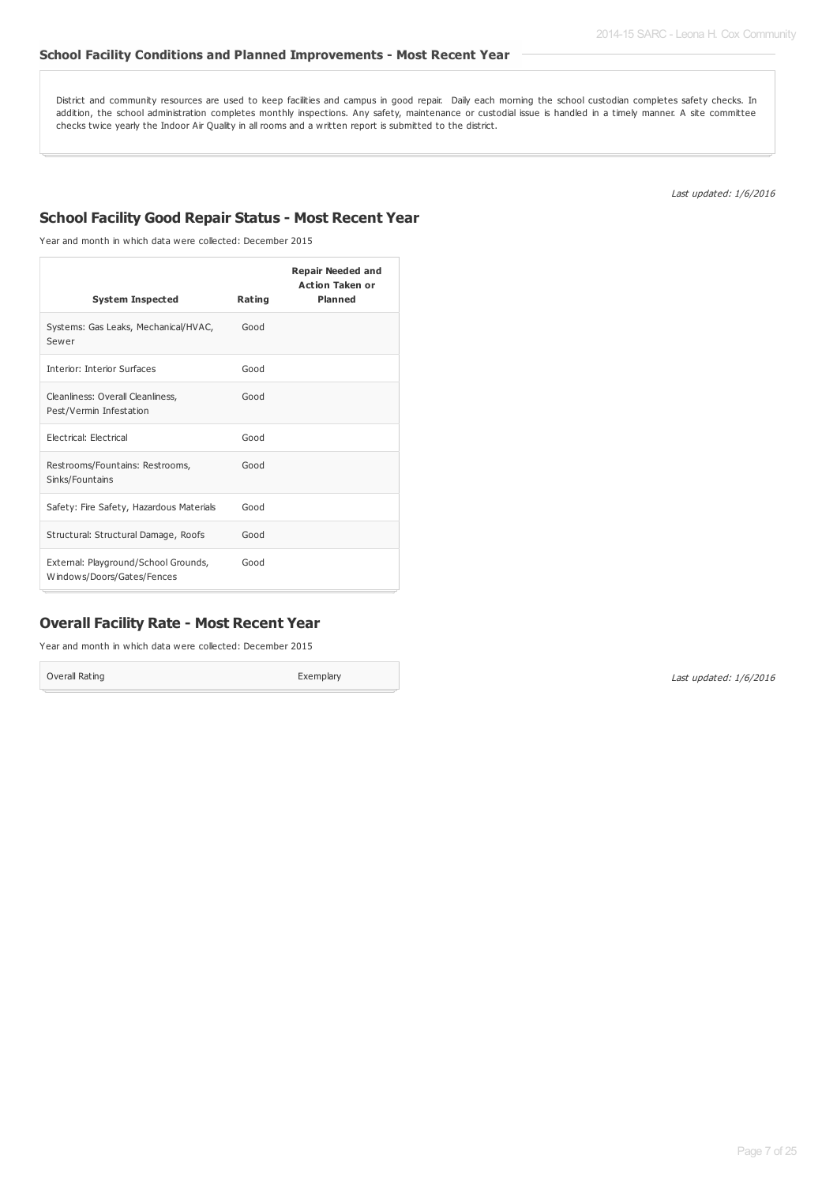### School Facility Conditions and Planned Improvements - Most Recent Year

District and community resources are used to keep facilities and campus in good repair. Daily each morning the school custodian completes safety checks. In addition, the school administration completes monthly inspections. Any safety, maintenance or custodial issue is handled in a timely manner. A site committee checks twice yearly the Indoor Air Quality in all rooms and a written report is submitted to the district.

*Last updated: 1/6/2016*

## School Facility Good Repair Status - Most Recent Year

Year and month in which data were collected: December 2015

| System Inspected | Rating | Repair Needed and Action Taken or Planned |
|---|---|---|
| Systems: Gas Leaks, Mechanical/HVAC, Sewer | Good | |
| Interior: Interior Surfaces | Good | |
| Cleanliness: Overall Cleanliness, Pest/Vermin Infestation | Good | |
| Electrical: Electrical | Good | |
| Restrooms/Fountains: Restrooms, Sinks/Fountains | Good | |
| Safety: Fire Safety, Hazardous Materials | Good | |
| Structural: Structural Damage, Roofs | Good | |
| External: Playground/School Grounds, Windows/Doors/Gates/Fences | Good | |

## Overall Facility Rate - Most Recent Year

Year and month in which data were collected: December 2015

| Overall Rating | Exemplary |
|---|---|

*Last updated: 1/6/2016*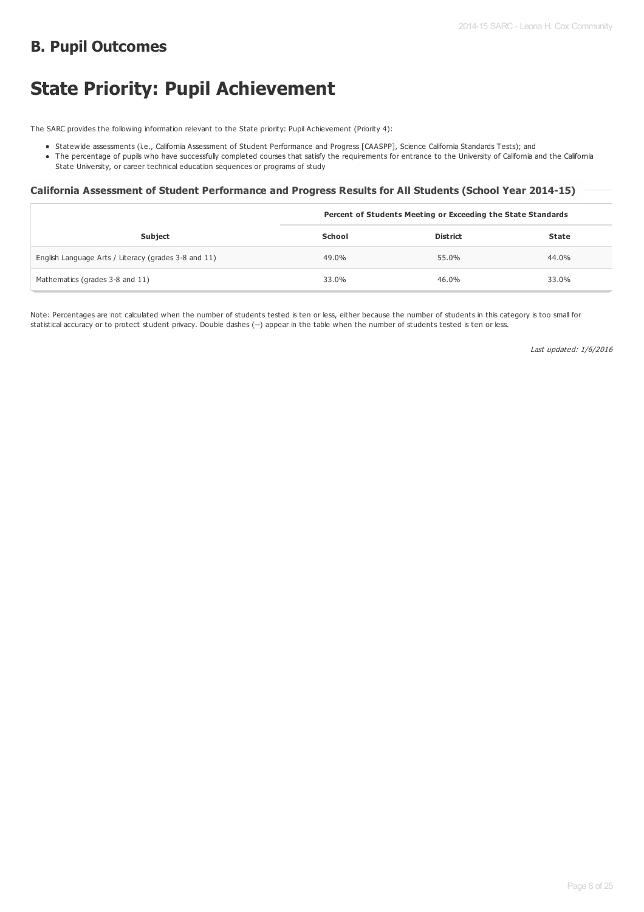## B. Pupil Outcomes

# State Priority: Pupil Achievement

The SARC provides the following information relevant to the State priority: Pupil Achievement (Priority 4):

- Statewide assessments (i.e., California Assessment of Student Performance and Progress [CAASPP], Science California Standards Tests); and
- The percentage of pupils who have successfully completed courses that satisfy the requirements for entrance to the University of California and the California State University, or career technical education sequences or programs of study

### California Assessment of Student Performance and Progress Results for All Students (School Year 2014-15)

| | Percent of Students Meeting or Exceeding the State Standards | | |
|---|---|---|---|
| **Subject** | **School** | **District** | **State** |
| English Language Arts / Literacy (grades 3-8 and 11) | 49.0% | 55.0% | 44.0% |
| Mathematics (grades 3-8 and 11) | 33.0% | 46.0% | 33.0% |

Note: Percentages are not calculated when the number of students tested is ten or less, either because the number of students in this category is too small for statistical accuracy or to protect student privacy. Double dashes (--) appear in the table when the number of students tested is ten or less.

*Last updated: 1/6/2016*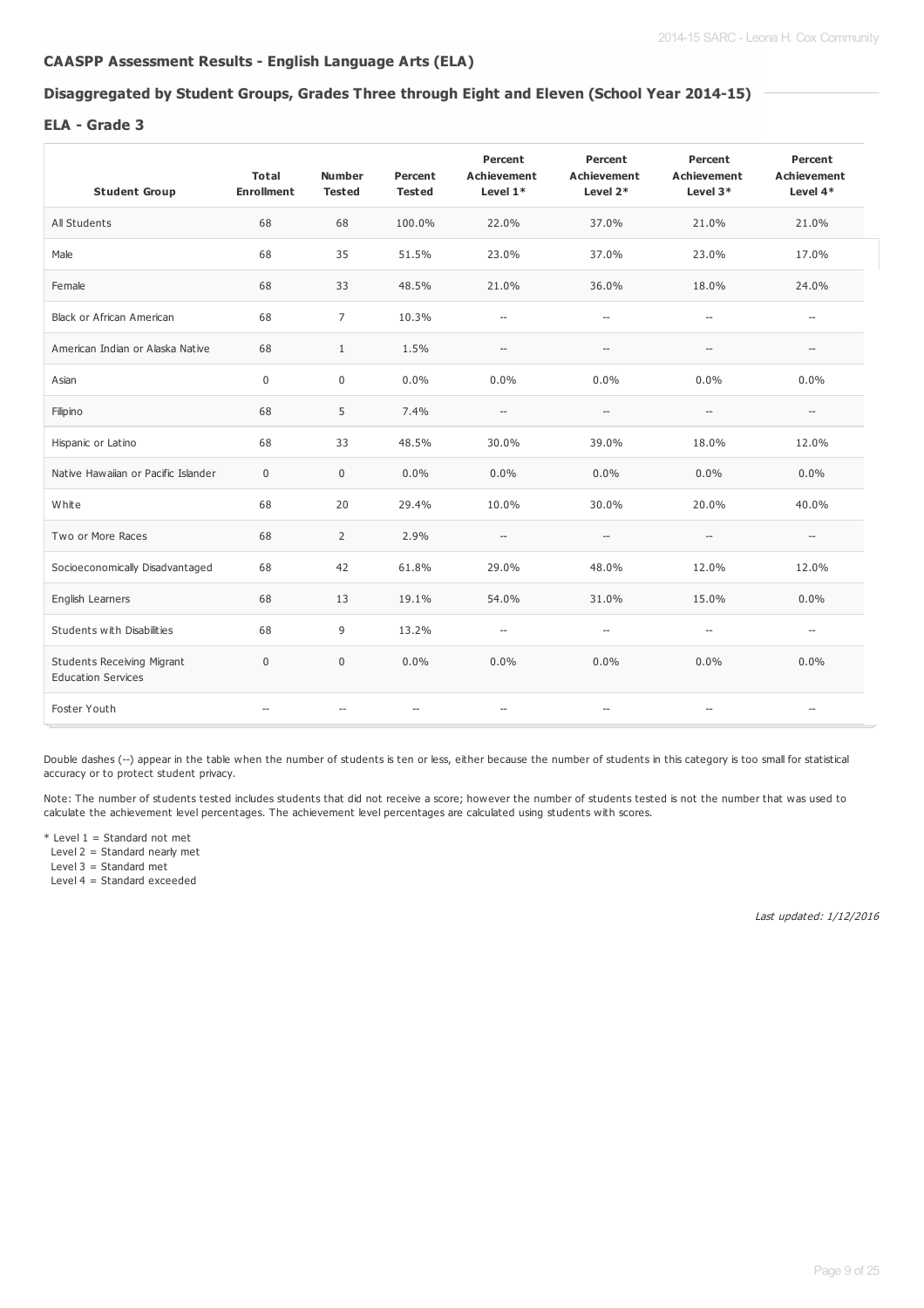## CAASPP Assessment Results - English Language Arts (ELA)

### Disaggregated by Student Groups, Grades Three through Eight and Eleven (School Year 2014-15)

#### ELA - Grade 3

| Student Group | Total Enrollment | Number Tested | Percent Tested | Percent Achievement Level 1* | Percent Achievement Level 2* | Percent Achievement Level 3* | Percent Achievement Level 4* |
|---|---|---|---|---|---|---|---|
| All Students | 68 | 68 | 100.0% | 22.0% | 37.0% | 21.0% | 21.0% |
| Male | 68 | 35 | 51.5% | 23.0% | 37.0% | 23.0% | 17.0% |
| Female | 68 | 33 | 48.5% | 21.0% | 36.0% | 18.0% | 24.0% |
| Black or African American | 68 | 7 | 10.3% | -- | -- | -- | -- |
| American Indian or Alaska Native | 68 | 1 | 1.5% | -- | -- | -- | -- |
| Asian | 0 | 0 | 0.0% | 0.0% | 0.0% | 0.0% | 0.0% |
| Filipino | 68 | 5 | 7.4% | -- | -- | -- | -- |
| Hispanic or Latino | 68 | 33 | 48.5% | 30.0% | 39.0% | 18.0% | 12.0% |
| Native Hawaiian or Pacific Islander | 0 | 0 | 0.0% | 0.0% | 0.0% | 0.0% | 0.0% |
| White | 68 | 20 | 29.4% | 10.0% | 30.0% | 20.0% | 40.0% |
| Two or More Races | 68 | 2 | 2.9% | -- | -- | -- | -- |
| Socioeconomically Disadvantaged | 68 | 42 | 61.8% | 29.0% | 48.0% | 12.0% | 12.0% |
| English Learners | 68 | 13 | 19.1% | 54.0% | 31.0% | 15.0% | 0.0% |
| Students with Disabilities | 68 | 9 | 13.2% | -- | -- | -- | -- |
| Students Receiving Migrant Education Services | 0 | 0 | 0.0% | 0.0% | 0.0% | 0.0% | 0.0% |
| Foster Youth | -- | -- | -- | -- | -- | -- | -- |

Double dashes (--) appear in the table when the number of students is ten or less, either because the number of students in this category is too small for statistical accuracy or to protect student privacy.

Note: The number of students tested includes students that did not receive a score; however the number of students tested is not the number that was used to calculate the achievement level percentages. The achievement level percentages are calculated using students with scores.

* Level 1 = Standard not met
  Level 2 = Standard nearly met
  Level 3 = Standard met
  Level 4 = Standard exceeded

*Last updated: 1/12/2016*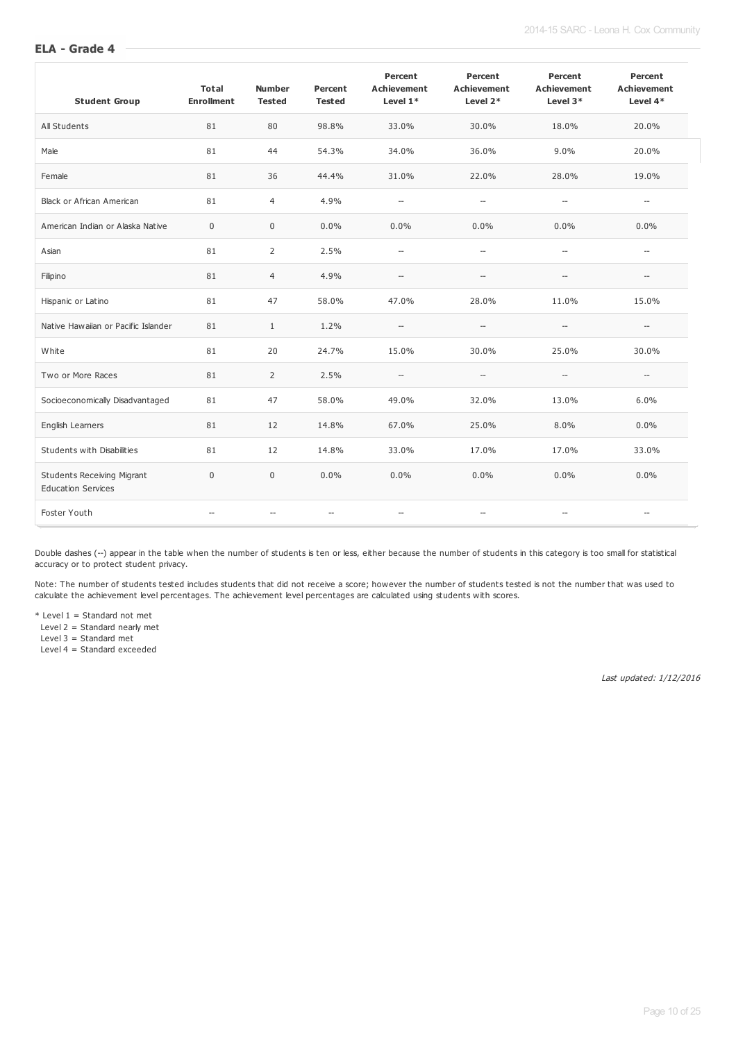## ELA - Grade 4

| Student Group | Total Enrollment | Number Tested | Percent Tested | Percent Achievement Level 1* | Percent Achievement Level 2* | Percent Achievement Level 3* | Percent Achievement Level 4* |
|---|---|---|---|---|---|---|---|
| All Students | 81 | 80 | 98.8% | 33.0% | 30.0% | 18.0% | 20.0% |
| Male | 81 | 44 | 54.3% | 34.0% | 36.0% | 9.0% | 20.0% |
| Female | 81 | 36 | 44.4% | 31.0% | 22.0% | 28.0% | 19.0% |
| Black or African American | 81 | 4 | 4.9% | -- | -- | -- | -- |
| American Indian or Alaska Native | 0 | 0 | 0.0% | 0.0% | 0.0% | 0.0% | 0.0% |
| Asian | 81 | 2 | 2.5% | -- | -- | -- | -- |
| Filipino | 81 | 4 | 4.9% | -- | -- | -- | -- |
| Hispanic or Latino | 81 | 47 | 58.0% | 47.0% | 28.0% | 11.0% | 15.0% |
| Native Hawaiian or Pacific Islander | 81 | 1 | 1.2% | -- | -- | -- | -- |
| White | 81 | 20 | 24.7% | 15.0% | 30.0% | 25.0% | 30.0% |
| Two or More Races | 81 | 2 | 2.5% | -- | -- | -- | -- |
| Socioeconomically Disadvantaged | 81 | 47 | 58.0% | 49.0% | 32.0% | 13.0% | 6.0% |
| English Learners | 81 | 12 | 14.8% | 67.0% | 25.0% | 8.0% | 0.0% |
| Students with Disabilities | 81 | 12 | 14.8% | 33.0% | 17.0% | 17.0% | 33.0% |
| Students Receiving Migrant Education Services | 0 | 0 | 0.0% | 0.0% | 0.0% | 0.0% | 0.0% |
| Foster Youth | -- | -- | -- | -- | -- | -- | -- |

Double dashes (--) appear in the table when the number of students is ten or less, either because the number of students in this category is too small for statistical accuracy or to protect student privacy.

Note: The number of students tested includes students that did not receive a score; however the number of students tested is not the number that was used to calculate the achievement level percentages. The achievement level percentages are calculated using students with scores.

\* Level 1 = Standard not met
Level 2 = Standard nearly met
Level 3 = Standard met
Level 4 = Standard exceeded

*Last updated: 1/12/2016*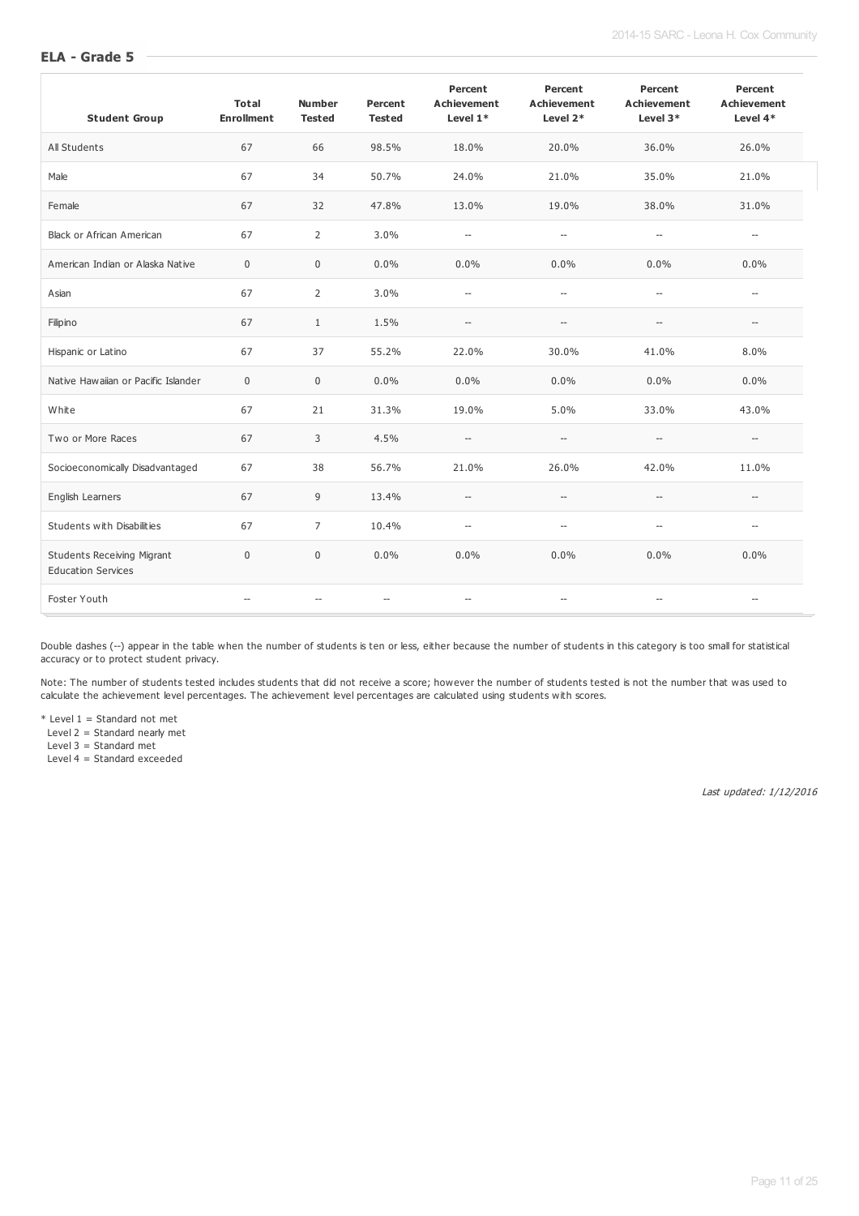## ELA - Grade 5

| Student Group | Total Enrollment | Number Tested | Percent Tested | Percent Achievement Level 1* | Percent Achievement Level 2* | Percent Achievement Level 3* | Percent Achievement Level 4* |
|---|---|---|---|---|---|---|---|
| All Students | 67 | 66 | 98.5% | 18.0% | 20.0% | 36.0% | 26.0% |
| Male | 67 | 34 | 50.7% | 24.0% | 21.0% | 35.0% | 21.0% |
| Female | 67 | 32 | 47.8% | 13.0% | 19.0% | 38.0% | 31.0% |
| Black or African American | 67 | 2 | 3.0% | -- | -- | -- | -- |
| American Indian or Alaska Native | 0 | 0 | 0.0% | 0.0% | 0.0% | 0.0% | 0.0% |
| Asian | 67 | 2 | 3.0% | -- | -- | -- | -- |
| Filipino | 67 | 1 | 1.5% | -- | -- | -- | -- |
| Hispanic or Latino | 67 | 37 | 55.2% | 22.0% | 30.0% | 41.0% | 8.0% |
| Native Hawaiian or Pacific Islander | 0 | 0 | 0.0% | 0.0% | 0.0% | 0.0% | 0.0% |
| White | 67 | 21 | 31.3% | 19.0% | 5.0% | 33.0% | 43.0% |
| Two or More Races | 67 | 3 | 4.5% | -- | -- | -- | -- |
| Socioeconomically Disadvantaged | 67 | 38 | 56.7% | 21.0% | 26.0% | 42.0% | 11.0% |
| English Learners | 67 | 9 | 13.4% | -- | -- | -- | -- |
| Students with Disabilities | 67 | 7 | 10.4% | -- | -- | -- | -- |
| Students Receiving Migrant Education Services | 0 | 0 | 0.0% | 0.0% | 0.0% | 0.0% | 0.0% |
| Foster Youth | -- | -- | -- | -- | -- | -- | -- |

Double dashes (--) appear in the table when the number of students is ten or less, either because the number of students in this category is too small for statistical accuracy or to protect student privacy.

Note: The number of students tested includes students that did not receive a score; however the number of students tested is not the number that was used to calculate the achievement level percentages. The achievement level percentages are calculated using students with scores.

* Level 1 = Standard not met
Level 2 = Standard nearly met
Level 3 = Standard met
Level 4 = Standard exceeded

*Last updated: 1/12/2016*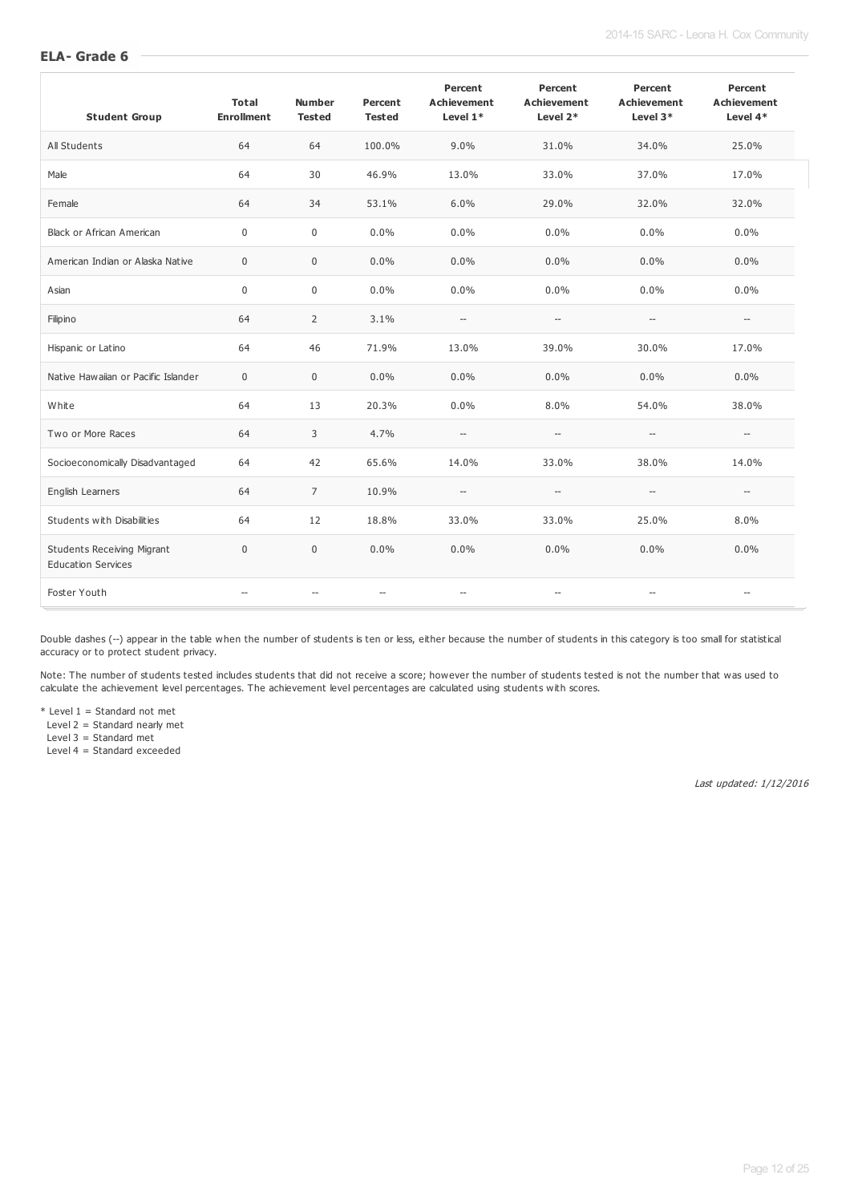## ELA- Grade 6

| Student Group | Total Enrollment | Number Tested | Percent Tested | Percent Achievement Level 1* | Percent Achievement Level 2* | Percent Achievement Level 3* | Percent Achievement Level 4* |
|---|---|---|---|---|---|---|---|
| All Students | 64 | 64 | 100.0% | 9.0% | 31.0% | 34.0% | 25.0% |
| Male | 64 | 30 | 46.9% | 13.0% | 33.0% | 37.0% | 17.0% |
| Female | 64 | 34 | 53.1% | 6.0% | 29.0% | 32.0% | 32.0% |
| Black or African American | 0 | 0 | 0.0% | 0.0% | 0.0% | 0.0% | 0.0% |
| American Indian or Alaska Native | 0 | 0 | 0.0% | 0.0% | 0.0% | 0.0% | 0.0% |
| Asian | 0 | 0 | 0.0% | 0.0% | 0.0% | 0.0% | 0.0% |
| Filipino | 64 | 2 | 3.1% | -- | -- | -- | -- |
| Hispanic or Latino | 64 | 46 | 71.9% | 13.0% | 39.0% | 30.0% | 17.0% |
| Native Hawaiian or Pacific Islander | 0 | 0 | 0.0% | 0.0% | 0.0% | 0.0% | 0.0% |
| White | 64 | 13 | 20.3% | 0.0% | 8.0% | 54.0% | 38.0% |
| Two or More Races | 64 | 3 | 4.7% | -- | -- | -- | -- |
| Socioeconomically Disadvantaged | 64 | 42 | 65.6% | 14.0% | 33.0% | 38.0% | 14.0% |
| English Learners | 64 | 7 | 10.9% | -- | -- | -- | -- |
| Students with Disabilities | 64 | 12 | 18.8% | 33.0% | 33.0% | 25.0% | 8.0% |
| Students Receiving Migrant Education Services | 0 | 0 | 0.0% | 0.0% | 0.0% | 0.0% | 0.0% |
| Foster Youth | -- | -- | -- | -- | -- | -- | -- |

Double dashes (--) appear in the table when the number of students is ten or less, either because the number of students in this category is too small for statistical accuracy or to protect student privacy.

Note: The number of students tested includes students that did not receive a score; however the number of students tested is not the number that was used to calculate the achievement level percentages. The achievement level percentages are calculated using students with scores.

* Level 1 = Standard not met
Level 2 = Standard nearly met
Level 3 = Standard met
Level 4 = Standard exceeded

*Last updated: 1/12/2016*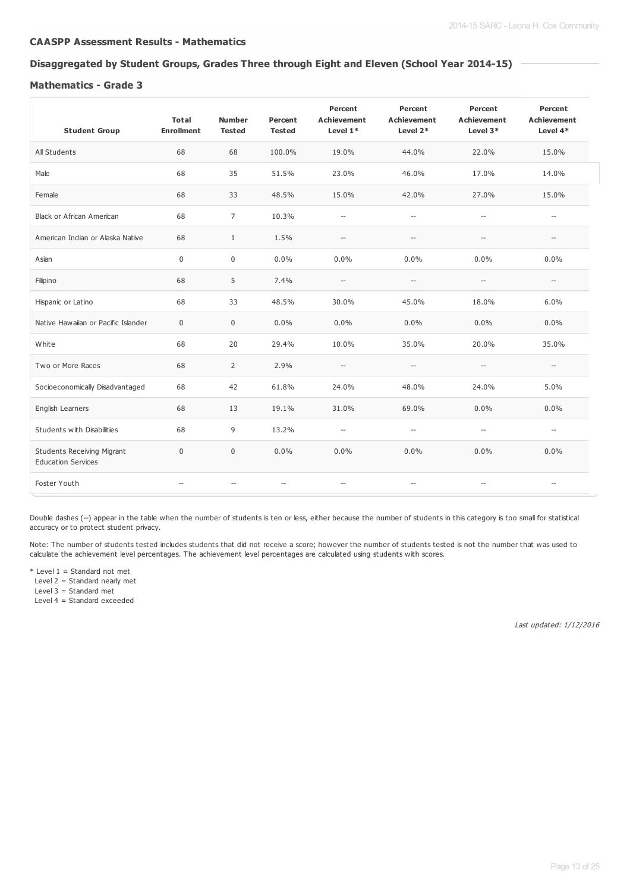### CAASPP Assessment Results - Mathematics

### Disaggregated by Student Groups, Grades Three through Eight and Eleven (School Year 2014-15)

#### Mathematics - Grade 3

| Student Group | Total Enrollment | Number Tested | Percent Tested | Percent Achievement Level 1* | Percent Achievement Level 2* | Percent Achievement Level 3* | Percent Achievement Level 4* |
|---|---|---|---|---|---|---|---|
| All Students | 68 | 68 | 100.0% | 19.0% | 44.0% | 22.0% | 15.0% |
| Male | 68 | 35 | 51.5% | 23.0% | 46.0% | 17.0% | 14.0% |
| Female | 68 | 33 | 48.5% | 15.0% | 42.0% | 27.0% | 15.0% |
| Black or African American | 68 | 7 | 10.3% | -- | -- | -- | -- |
| American Indian or Alaska Native | 68 | 1 | 1.5% | -- | -- | -- | -- |
| Asian | 0 | 0 | 0.0% | 0.0% | 0.0% | 0.0% | 0.0% |
| Filipino | 68 | 5 | 7.4% | -- | -- | -- | -- |
| Hispanic or Latino | 68 | 33 | 48.5% | 30.0% | 45.0% | 18.0% | 6.0% |
| Native Hawaiian or Pacific Islander | 0 | 0 | 0.0% | 0.0% | 0.0% | 0.0% | 0.0% |
| White | 68 | 20 | 29.4% | 10.0% | 35.0% | 20.0% | 35.0% |
| Two or More Races | 68 | 2 | 2.9% | -- | -- | -- | -- |
| Socioeconomically Disadvantaged | 68 | 42 | 61.8% | 24.0% | 48.0% | 24.0% | 5.0% |
| English Learners | 68 | 13 | 19.1% | 31.0% | 69.0% | 0.0% | 0.0% |
| Students with Disabilities | 68 | 9 | 13.2% | -- | -- | -- | -- |
| Students Receiving Migrant Education Services | 0 | 0 | 0.0% | 0.0% | 0.0% | 0.0% | 0.0% |
| Foster Youth | -- | -- | -- | -- | -- | -- | -- |

Double dashes (--) appear in the table when the number of students is ten or less, either because the number of students in this category is too small for statistical accuracy or to protect student privacy.

Note: The number of students tested includes students that did not receive a score; however the number of students tested is not the number that was used to calculate the achievement level percentages. The achievement level percentages are calculated using students with scores.

\* Level 1 = Standard not met
Level 2 = Standard nearly met
Level 3 = Standard met
Level 4 = Standard exceeded

*Last updated: 1/12/2016*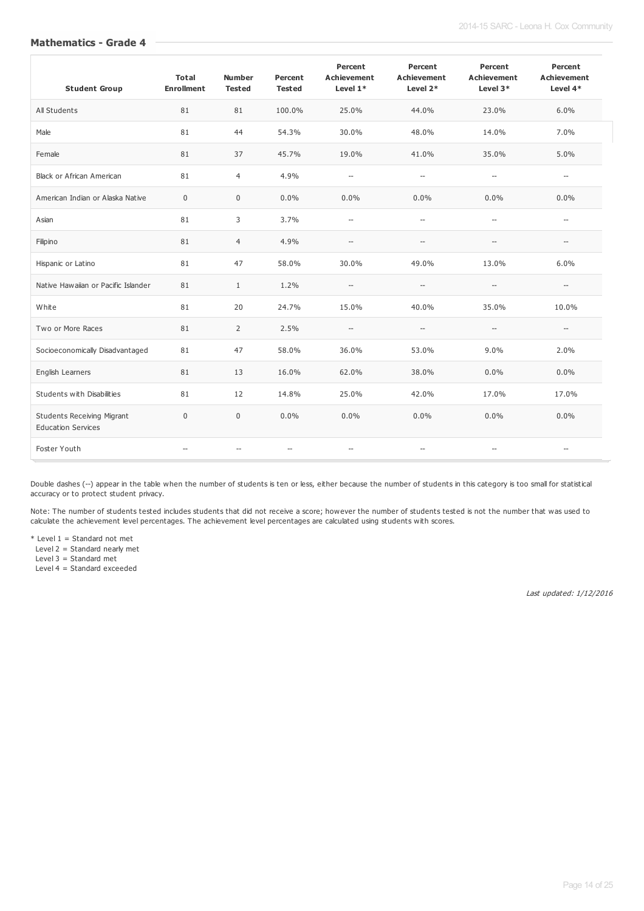## Mathematics - Grade 4

| Student Group | Total Enrollment | Number Tested | Percent Tested | Percent Achievement Level 1* | Percent Achievement Level 2* | Percent Achievement Level 3* | Percent Achievement Level 4* |
|---|---|---|---|---|---|---|---|
| All Students | 81 | 81 | 100.0% | 25.0% | 44.0% | 23.0% | 6.0% |
| Male | 81 | 44 | 54.3% | 30.0% | 48.0% | 14.0% | 7.0% |
| Female | 81 | 37 | 45.7% | 19.0% | 41.0% | 35.0% | 5.0% |
| Black or African American | 81 | 4 | 4.9% | -- | -- | -- | -- |
| American Indian or Alaska Native | 0 | 0 | 0.0% | 0.0% | 0.0% | 0.0% | 0.0% |
| Asian | 81 | 3 | 3.7% | -- | -- | -- | -- |
| Filipino | 81 | 4 | 4.9% | -- | -- | -- | -- |
| Hispanic or Latino | 81 | 47 | 58.0% | 30.0% | 49.0% | 13.0% | 6.0% |
| Native Hawaiian or Pacific Islander | 81 | 1 | 1.2% | -- | -- | -- | -- |
| White | 81 | 20 | 24.7% | 15.0% | 40.0% | 35.0% | 10.0% |
| Two or More Races | 81 | 2 | 2.5% | -- | -- | -- | -- |
| Socioeconomically Disadvantaged | 81 | 47 | 58.0% | 36.0% | 53.0% | 9.0% | 2.0% |
| English Learners | 81 | 13 | 16.0% | 62.0% | 38.0% | 0.0% | 0.0% |
| Students with Disabilities | 81 | 12 | 14.8% | 25.0% | 42.0% | 17.0% | 17.0% |
| Students Receiving Migrant Education Services | 0 | 0 | 0.0% | 0.0% | 0.0% | 0.0% | 0.0% |
| Foster Youth | -- | -- | -- | -- | -- | -- | -- |

Double dashes (--) appear in the table when the number of students is ten or less, either because the number of students in this category is too small for statistical accuracy or to protect student privacy.

Note: The number of students tested includes students that did not receive a score; however the number of students tested is not the number that was used to calculate the achievement level percentages. The achievement level percentages are calculated using students with scores.

* Level 1 = Standard not met
Level 2 = Standard nearly met
Level 3 = Standard met
Level 4 = Standard exceeded

*Last updated: 1/12/2016*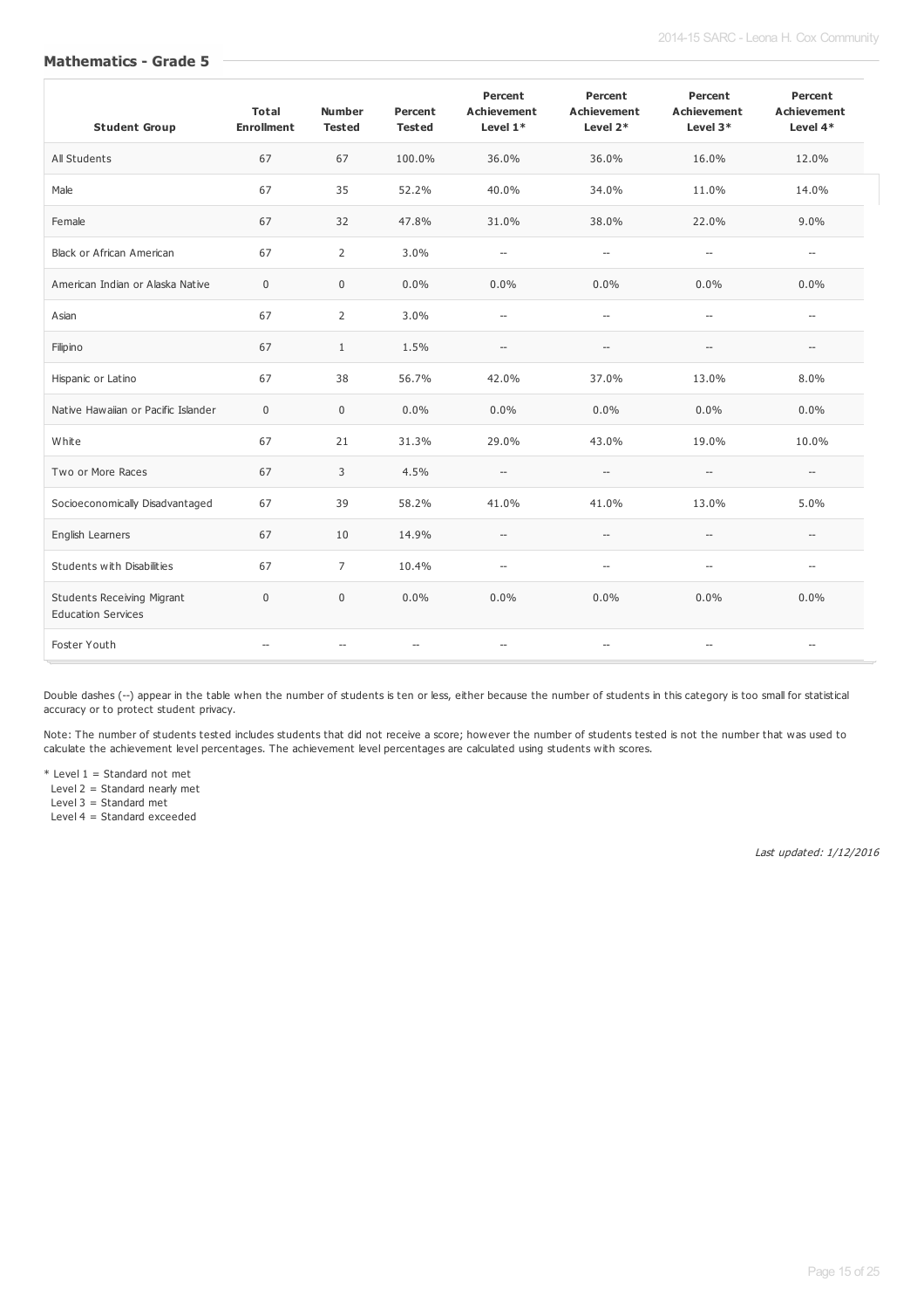## Mathematics - Grade 5

| Student Group | Total Enrollment | Number Tested | Percent Tested | Percent Achievement Level 1* | Percent Achievement Level 2* | Percent Achievement Level 3* | Percent Achievement Level 4* |
|---|---|---|---|---|---|---|---|
| All Students | 67 | 67 | 100.0% | 36.0% | 36.0% | 16.0% | 12.0% |
| Male | 67 | 35 | 52.2% | 40.0% | 34.0% | 11.0% | 14.0% |
| Female | 67 | 32 | 47.8% | 31.0% | 38.0% | 22.0% | 9.0% |
| Black or African American | 67 | 2 | 3.0% | -- | -- | -- | -- |
| American Indian or Alaska Native | 0 | 0 | 0.0% | 0.0% | 0.0% | 0.0% | 0.0% |
| Asian | 67 | 2 | 3.0% | -- | -- | -- | -- |
| Filipino | 67 | 1 | 1.5% | -- | -- | -- | -- |
| Hispanic or Latino | 67 | 38 | 56.7% | 42.0% | 37.0% | 13.0% | 8.0% |
| Native Hawaiian or Pacific Islander | 0 | 0 | 0.0% | 0.0% | 0.0% | 0.0% | 0.0% |
| White | 67 | 21 | 31.3% | 29.0% | 43.0% | 19.0% | 10.0% |
| Two or More Races | 67 | 3 | 4.5% | -- | -- | -- | -- |
| Socioeconomically Disadvantaged | 67 | 39 | 58.2% | 41.0% | 41.0% | 13.0% | 5.0% |
| English Learners | 67 | 10 | 14.9% | -- | -- | -- | -- |
| Students with Disabilities | 67 | 7 | 10.4% | -- | -- | -- | -- |
| Students Receiving Migrant Education Services | 0 | 0 | 0.0% | 0.0% | 0.0% | 0.0% | 0.0% |
| Foster Youth | -- | -- | -- | -- | -- | -- | -- |

Double dashes (--) appear in the table when the number of students is ten or less, either because the number of students in this category is too small for statistical accuracy or to protect student privacy.

Note: The number of students tested includes students that did not receive a score; however the number of students tested is not the number that was used to calculate the achievement level percentages. The achievement level percentages are calculated using students with scores.

* Level 1 = Standard not met
Level 2 = Standard nearly met
Level 3 = Standard met
Level 4 = Standard exceeded

*Last updated: 1/12/2016*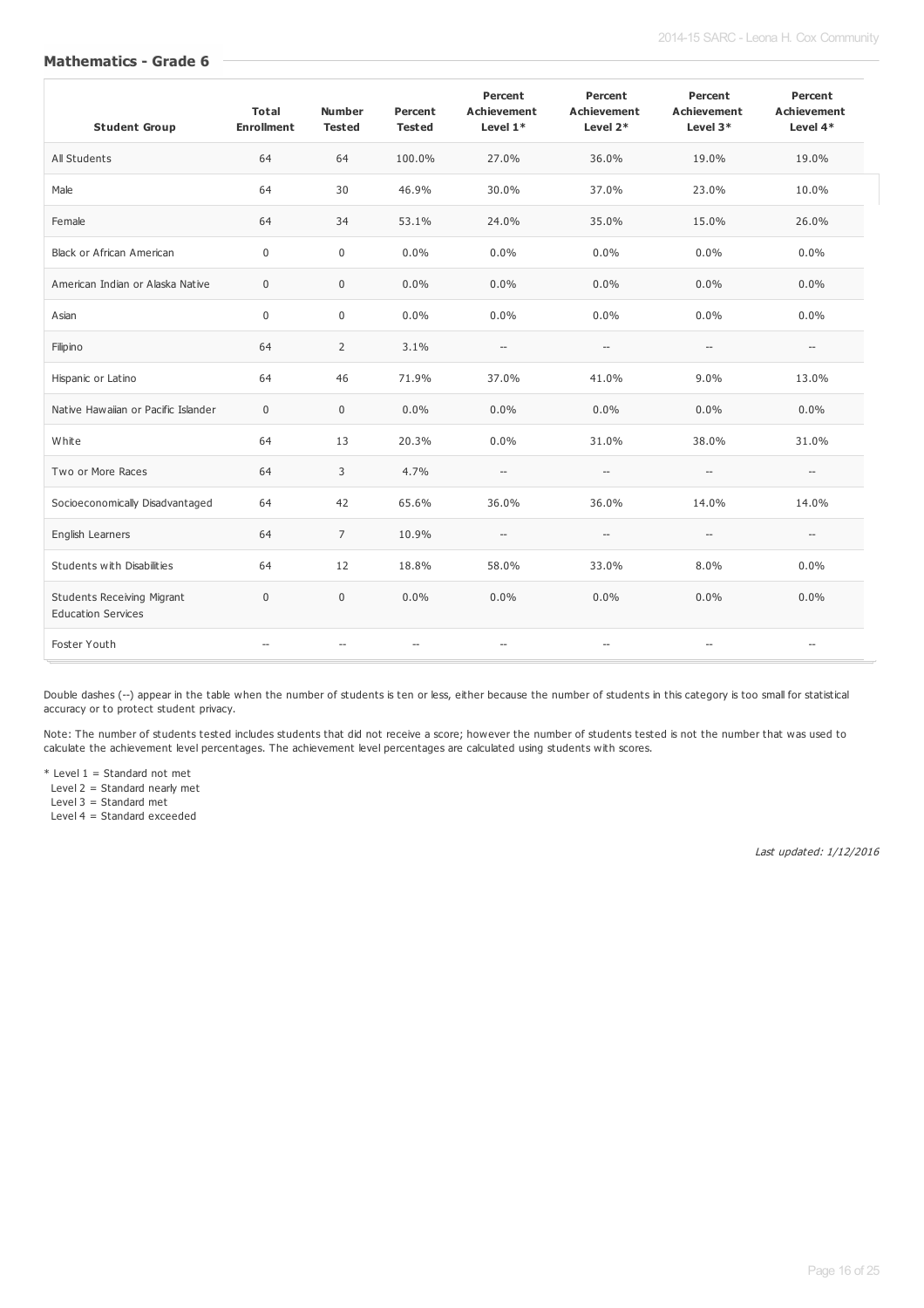## Mathematics - Grade 6

| Student Group | Total Enrollment | Number Tested | Percent Tested | Percent Achievement Level 1* | Percent Achievement Level 2* | Percent Achievement Level 3* | Percent Achievement Level 4* |
|---|---|---|---|---|---|---|---|
| All Students | 64 | 64 | 100.0% | 27.0% | 36.0% | 19.0% | 19.0% |
| Male | 64 | 30 | 46.9% | 30.0% | 37.0% | 23.0% | 10.0% |
| Female | 64 | 34 | 53.1% | 24.0% | 35.0% | 15.0% | 26.0% |
| Black or African American | 0 | 0 | 0.0% | 0.0% | 0.0% | 0.0% | 0.0% |
| American Indian or Alaska Native | 0 | 0 | 0.0% | 0.0% | 0.0% | 0.0% | 0.0% |
| Asian | 0 | 0 | 0.0% | 0.0% | 0.0% | 0.0% | 0.0% |
| Filipino | 64 | 2 | 3.1% | -- | -- | -- | -- |
| Hispanic or Latino | 64 | 46 | 71.9% | 37.0% | 41.0% | 9.0% | 13.0% |
| Native Hawaiian or Pacific Islander | 0 | 0 | 0.0% | 0.0% | 0.0% | 0.0% | 0.0% |
| White | 64 | 13 | 20.3% | 0.0% | 31.0% | 38.0% | 31.0% |
| Two or More Races | 64 | 3 | 4.7% | -- | -- | -- | -- |
| Socioeconomically Disadvantaged | 64 | 42 | 65.6% | 36.0% | 36.0% | 14.0% | 14.0% |
| English Learners | 64 | 7 | 10.9% | -- | -- | -- | -- |
| Students with Disabilities | 64 | 12 | 18.8% | 58.0% | 33.0% | 8.0% | 0.0% |
| Students Receiving Migrant Education Services | 0 | 0 | 0.0% | 0.0% | 0.0% | 0.0% | 0.0% |
| Foster Youth | -- | -- | -- | -- | -- | -- | -- |

Double dashes (--) appear in the table when the number of students is ten or less, either because the number of students in this category is too small for statistical accuracy or to protect student privacy.

Note: The number of students tested includes students that did not receive a score; however the number of students tested is not the number that was used to calculate the achievement level percentages. The achievement level percentages are calculated using students with scores.

\* Level 1 = Standard not met
Level 2 = Standard nearly met
Level 3 = Standard met
Level 4 = Standard exceeded

*Last updated: 1/12/2016*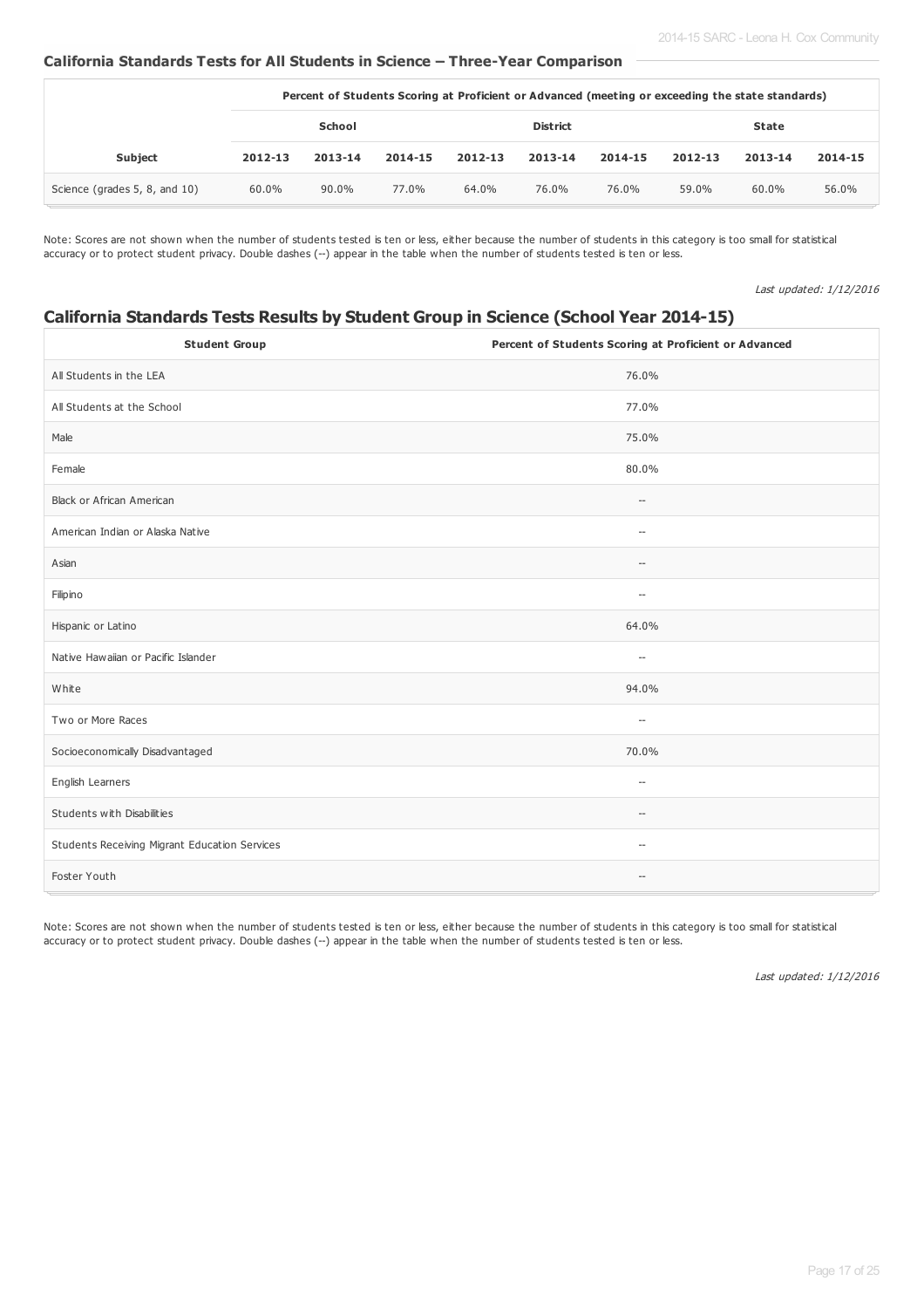### California Standards Tests for All Students in Science – Three-Year Comparison

| | Percent of Students Scoring at Proficient or Advanced (meeting or exceeding the state standards) | | | | | | | | |
|---|---|---|---|---|---|---|---|---|---|
| | School | | | District | | | State | | |
| Subject | 2012-13 | 2013-14 | 2014-15 | 2012-13 | 2013-14 | 2014-15 | 2012-13 | 2013-14 | 2014-15 |
| Science (grades 5, 8, and 10) | 60.0% | 90.0% | 77.0% | 64.0% | 76.0% | 76.0% | 59.0% | 60.0% | 56.0% |

Note: Scores are not shown when the number of students tested is ten or less, either because the number of students in this category is too small for statistical accuracy or to protect student privacy. Double dashes (--) appear in the table when the number of students tested is ten or less.

*Last updated: 1/12/2016*

## California Standards Tests Results by Student Group in Science (School Year 2014-15)

| Student Group | Percent of Students Scoring at Proficient or Advanced |
|---|---|
| All Students in the LEA | 76.0% |
| All Students at the School | 77.0% |
| Male | 75.0% |
| Female | 80.0% |
| Black or African American | -- |
| American Indian or Alaska Native | -- |
| Asian | -- |
| Filipino | -- |
| Hispanic or Latino | 64.0% |
| Native Hawaiian or Pacific Islander | -- |
| White | 94.0% |
| Two or More Races | -- |
| Socioeconomically Disadvantaged | 70.0% |
| English Learners | -- |
| Students with Disabilities | -- |
| Students Receiving Migrant Education Services | -- |
| Foster Youth | -- |

Note: Scores are not shown when the number of students tested is ten or less, either because the number of students in this category is too small for statistical accuracy or to protect student privacy. Double dashes (--) appear in the table when the number of students tested is ten or less.

*Last updated: 1/12/2016*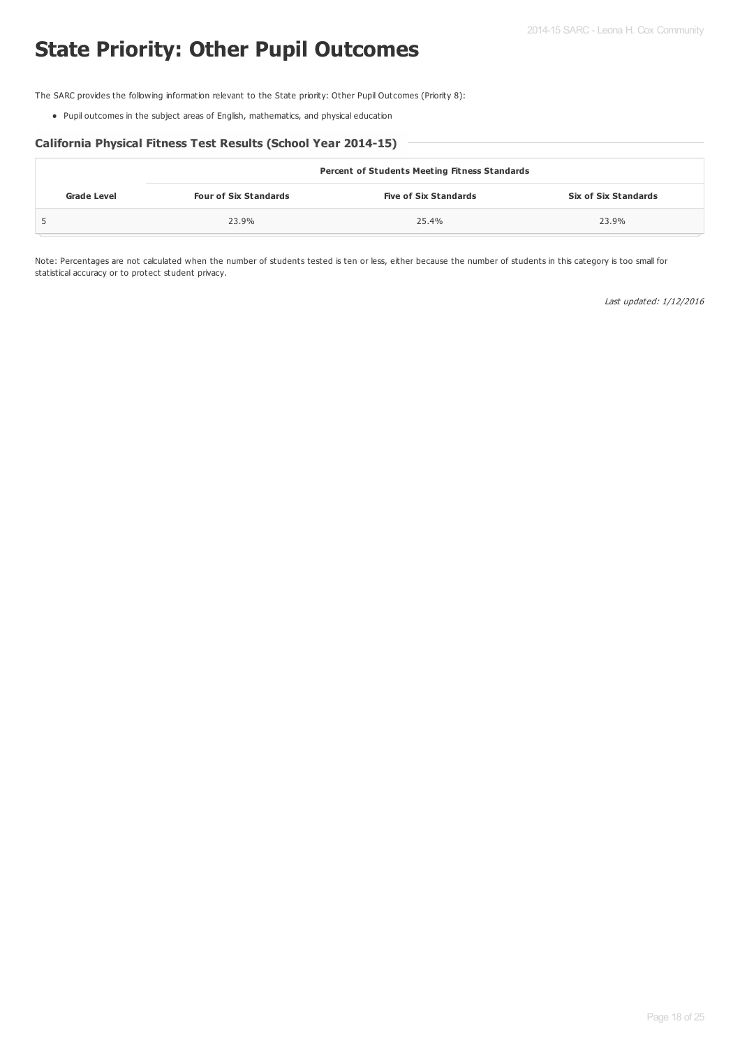# State Priority: Other Pupil Outcomes

The SARC provides the following information relevant to the State priority: Other Pupil Outcomes (Priority 8):

- Pupil outcomes in the subject areas of English, mathematics, and physical education

### California Physical Fitness Test Results (School Year 2014-15)

| Grade Level | Percent of Students Meeting Fitness Standards | | |
|---|---|---|---|
| | **Four of Six Standards** | **Five of Six Standards** | **Six of Six Standards** |
| 5 | 23.9% | 25.4% | 23.9% |

Note: Percentages are not calculated when the number of students tested is ten or less, either because the number of students in this category is too small for statistical accuracy or to protect student privacy.

*Last updated: 1/12/2016*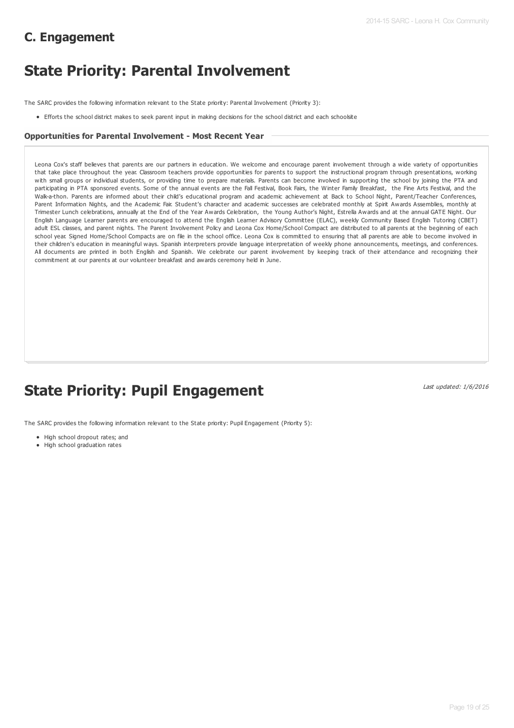## C. Engagement

# State Priority: Parental Involvement

The SARC provides the following information relevant to the State priority: Parental Involvement (Priority 3):

- Efforts the school district makes to seek parent input in making decisions for the school district and each schoolsite

### Opportunities for Parental Involvement - Most Recent Year

Leona Cox's staff believes that parents are our partners in education. We welcome and encourage parent involvement through a wide variety of opportunities that take place throughout the year. Classroom teachers provide opportunities for parents to support the instructional program through presentations, working with small groups or individual students, or providing time to prepare materials. Parents can become involved in supporting the school by joining the PTA and participating in PTA sponsored events. Some of the annual events are the Fall Festival, Book Fairs, the Winter Family Breakfast, the Fine Arts Festival, and the Walk-a-thon. Parents are informed about their child's educational program and academic achievement at Back to School Night, Parent/Teacher Conferences, Parent Information Nights, and the Academic Fair. Student's character and academic successes are celebrated monthly at Spirit Awards Assemblies, monthly at Trimester Lunch celebrations, annually at the End of the Year Awards Celebration, the Young Author's Night, Estrella Awards and at the annual GATE Night. Our English Language Learner parents are encouraged to attend the English Learner Advisory Committee (ELAC), weekly Community Based English Tutoring (CBET) adult ESL classes, and parent nights. The Parent Involvement Policy and Leona Cox Home/School Compact are distributed to all parents at the beginning of each school year. Signed Home/School Compacts are on file in the school office. Leona Cox is committed to ensuring that all parents are able to become involved in their children's education in meaningful ways. Spanish interpreters provide language interpretation of weekly phone announcements, meetings, and conferences. All documents are printed in both English and Spanish. We celebrate our parent involvement by keeping track of their attendance and recognizing their commitment at our parents at our volunteer breakfast and awards ceremony held in June.

# State Priority: Pupil Engagement

*Last updated: 1/6/2016*

The SARC provides the following information relevant to the State priority: Pupil Engagement (Priority 5):

- High school dropout rates; and
- High school graduation rates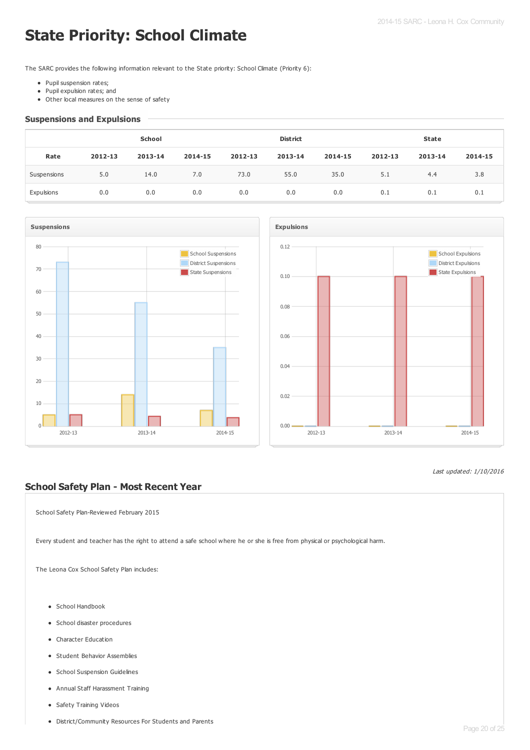# State Priority: School Climate

The SARC provides the following information relevant to the State priority: School Climate (Priority 6):

- Pupil suspension rates;
- Pupil expulsion rates; and
- Other local measures on the sense of safety

## Suspensions and Expulsions

| | School | | | District | | | State | | |
|---|---|---|---|---|---|---|---|---|---|
| Rate | 2012-13 | 2013-14 | 2014-15 | 2012-13 | 2013-14 | 2014-15 | 2012-13 | 2013-14 | 2014-15 |
| Suspensions | 5.0 | 14.0 | 7.0 | 73.0 | 55.0 | 35.0 | 5.1 | 4.4 | 3.8 |
| Expulsions | 0.0 | 0.0 | 0.0 | 0.0 | 0.0 | 0.0 | 0.1 | 0.1 | 0.1 |

*Last updated: 1/10/2016*

## School Safety Plan - Most Recent Year

School Safety Plan-Reviewed February 2015

Every student and teacher has the right to attend a safe school where he or she is free from physical or psychological harm.

The Leona Cox School Safety Plan includes:

- School Handbook
- School disaster procedures
- Character Education
- Student Behavior Assemblies
- School Suspension Guidelines
- Annual Staff Harassment Training
- Safety Training Videos
- District/Community Resources For Students and Parents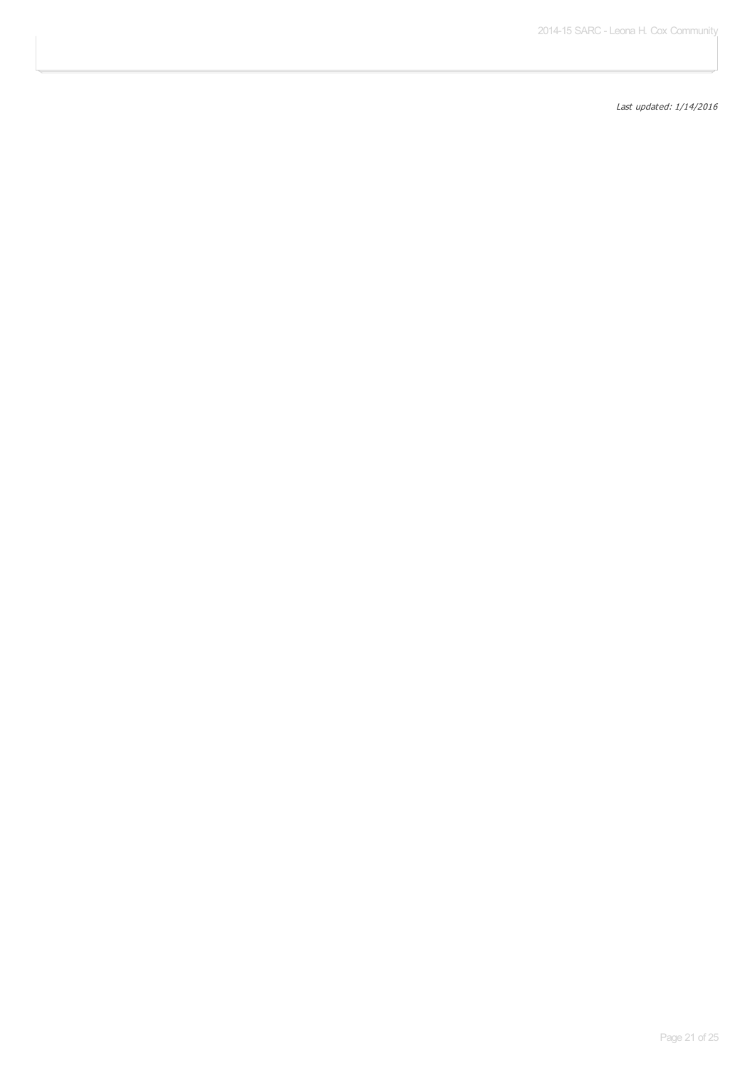*Last updated: 1/14/2016*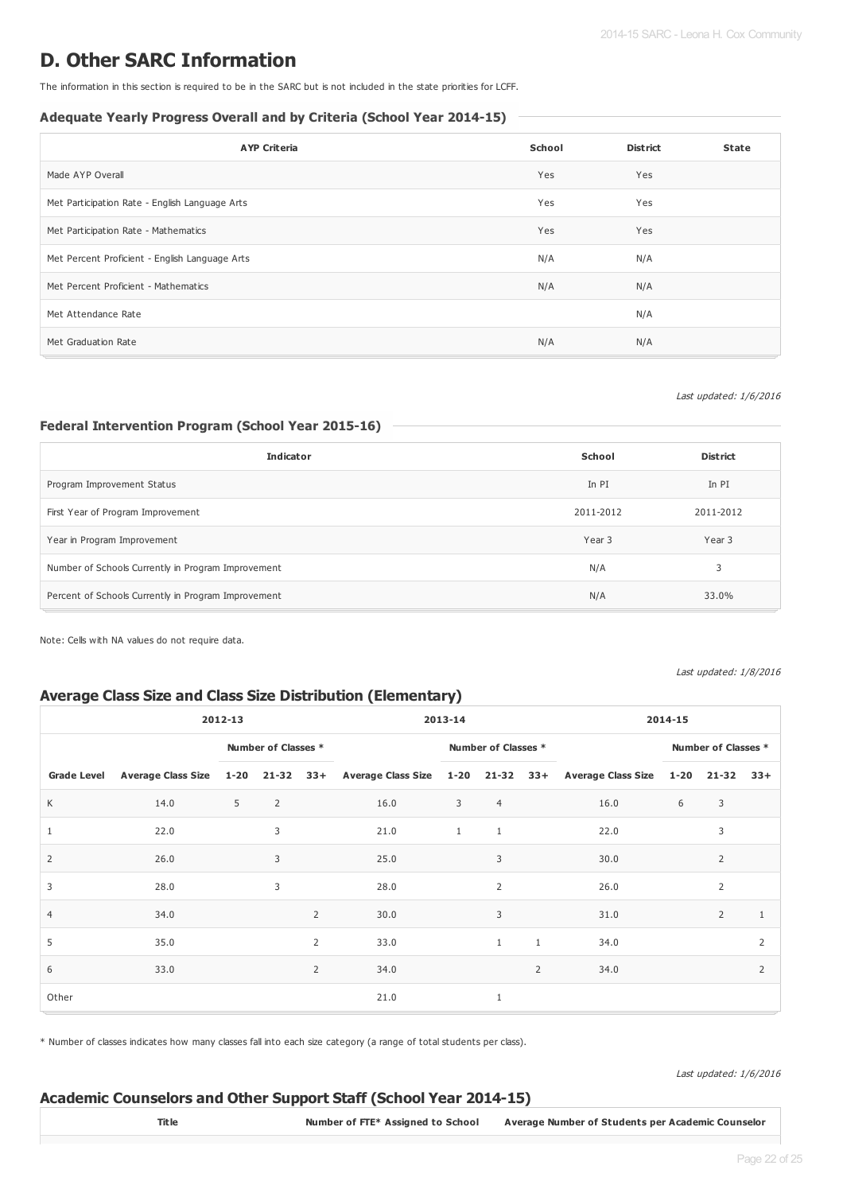# D. Other SARC Information

The information in this section is required to be in the SARC but is not included in the state priorities for LCFF.

### Adequate Yearly Progress Overall and by Criteria (School Year 2014-15)

| AYP Criteria | School | District | State |
|---|---|---|---|
| Made AYP Overall | Yes | Yes | |
| Met Participation Rate - English Language Arts | Yes | Yes | |
| Met Participation Rate - Mathematics | Yes | Yes | |
| Met Percent Proficient - English Language Arts | N/A | N/A | |
| Met Percent Proficient - Mathematics | N/A | N/A | |
| Met Attendance Rate | | N/A | |
| Met Graduation Rate | N/A | N/A | |

*Last updated: 1/6/2016*

### Federal Intervention Program (School Year 2015-16)

| Indicator | School | District |
|---|---|---|
| Program Improvement Status | In PI | In PI |
| First Year of Program Improvement | 2011-2012 | 2011-2012 |
| Year in Program Improvement | Year 3 | Year 3 |
| Number of Schools Currently in Program Improvement | N/A | 3 |
| Percent of Schools Currently in Program Improvement | N/A | 33.0% |

Note: Cells with NA values do not require data.

*Last updated: 1/8/2016*

## Average Class Size and Class Size Distribution (Elementary)

| | 2012-13 | | | | 2013-14 | | | | 2014-15 | | | |
|---|---|---|---|---|---|---|---|---|---|---|---|---|
| | | Number of Classes * | | | | Number of Classes * | | | | Number of Classes * | | |
| Grade Level | Average Class Size | 1-20 | 21-32 | 33+ | Average Class Size | 1-20 | 21-32 | 33+ | Average Class Size | 1-20 | 21-32 | 33+ |
| K | 14.0 | 5 | 2 | | 16.0 | 3 | 4 | | 16.0 | 6 | 3 | |
| 1 | 22.0 | | 3 | | 21.0 | 1 | 1 | | 22.0 | | 3 | |
| 2 | 26.0 | | 3 | | 25.0 | | 3 | | 30.0 | | 2 | |
| 3 | 28.0 | | 3 | | 28.0 | | 2 | | 26.0 | | 2 | |
| 4 | 34.0 | | | 2 | 30.0 | | 3 | | 31.0 | | 2 | 1 |
| 5 | 35.0 | | | 2 | 33.0 | | 1 | 1 | 34.0 | | | 2 |
| 6 | 33.0 | | | 2 | 34.0 | | | 2 | 34.0 | | | 2 |
| Other | | | | | 21.0 | | 1 | | | | | |

* Number of classes indicates how many classes fall into each size category (a range of total students per class).

*Last updated: 1/6/2016*

## Academic Counselors and Other Support Staff (School Year 2014-15)

| Title | Number of FTE* Assigned to School | Average Number of Students per Academic Counselor |
|---|---|---|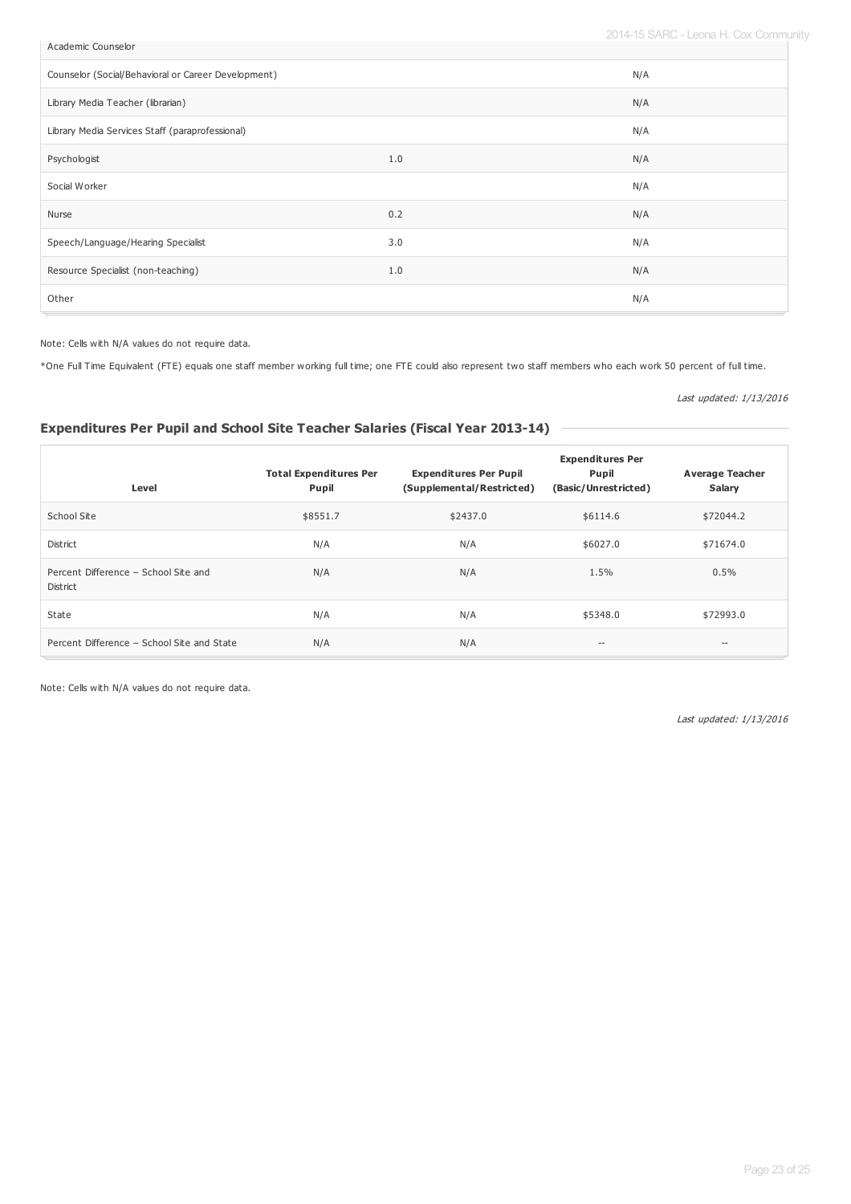| | | |
|---|---|---|
| Academic Counselor | | |
| Counselor (Social/Behavioral or Career Development) | | N/A |
| Library Media Teacher (librarian) | | N/A |
| Library Media Services Staff (paraprofessional) | | N/A |
| Psychologist | 1.0 | N/A |
| Social Worker | | N/A |
| Nurse | 0.2 | N/A |
| Speech/Language/Hearing Specialist | 3.0 | N/A |
| Resource Specialist (non-teaching) | 1.0 | N/A |
| Other | | N/A |

Note: Cells with N/A values do not require data.

*One Full Time Equivalent (FTE) equals one staff member working full time; one FTE could also represent two staff members who each work 50 percent of full time.

*Last updated: 1/13/2016*

### Expenditures Per Pupil and School Site Teacher Salaries (Fiscal Year 2013-14)

| Level | Total Expenditures Per Pupil | Expenditures Per Pupil (Supplemental/Restricted) | Expenditures Per Pupil (Basic/Unrestricted) | Average Teacher Salary |
|---|---|---|---|---|
| School Site | $8551.7 | $2437.0 | $6114.6 | $72044.2 |
| District | N/A | N/A | $6027.0 | $71674.0 |
| Percent Difference – School Site and District | N/A | N/A | 1.5% | 0.5% |
| State | N/A | N/A | $5348.0 | $72993.0 |
| Percent Difference – School Site and State | N/A | N/A | -- | -- |

Note: Cells with N/A values do not require data.

*Last updated: 1/13/2016*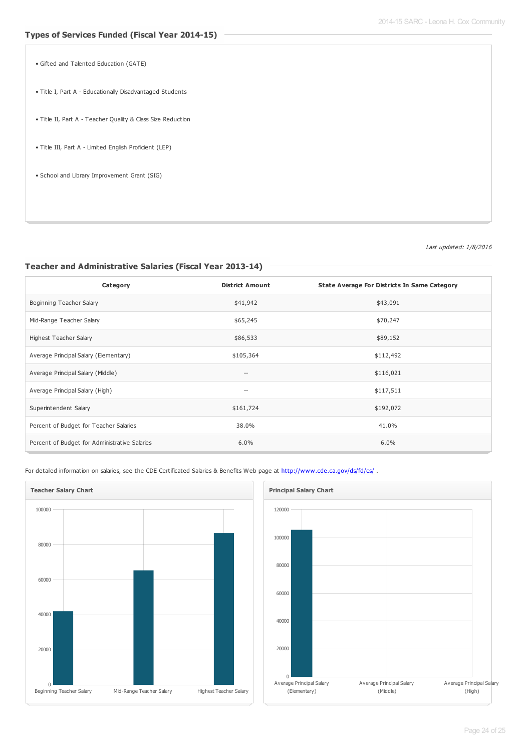## Types of Services Funded (Fiscal Year 2014-15)

- Gifted and Talented Education (GATE)
- Title I, Part A - Educationally Disadvantaged Students
- Title II, Part A - Teacher Quality & Class Size Reduction
- Title III, Part A - Limited English Proficient (LEP)
- School and Library Improvement Grant (SIG)

*Last updated: 1/8/2016*

## Teacher and Administrative Salaries (Fiscal Year 2013-14)

| Category | District Amount | State Average For Districts In Same Category |
|---|---|---|
| Beginning Teacher Salary | $41,942 | $43,091 |
| Mid-Range Teacher Salary | $65,245 | $70,247 |
| Highest Teacher Salary | $86,533 | $89,152 |
| Average Principal Salary (Elementary) | $105,364 | $112,492 |
| Average Principal Salary (Middle) | -- | $116,021 |
| Average Principal Salary (High) | -- | $117,511 |
| Superintendent Salary | $161,724 | $192,072 |
| Percent of Budget for Teacher Salaries | 38.0% | 41.0% |
| Percent of Budget for Administrative Salaries | 6.0% | 6.0% |

For detailed information on salaries, see the CDE Certificated Salaries & Benefits Web page at http://www.cde.ca.gov/ds/fd/cs/ .

**Teacher Salary Chart**

**Principal Salary Chart**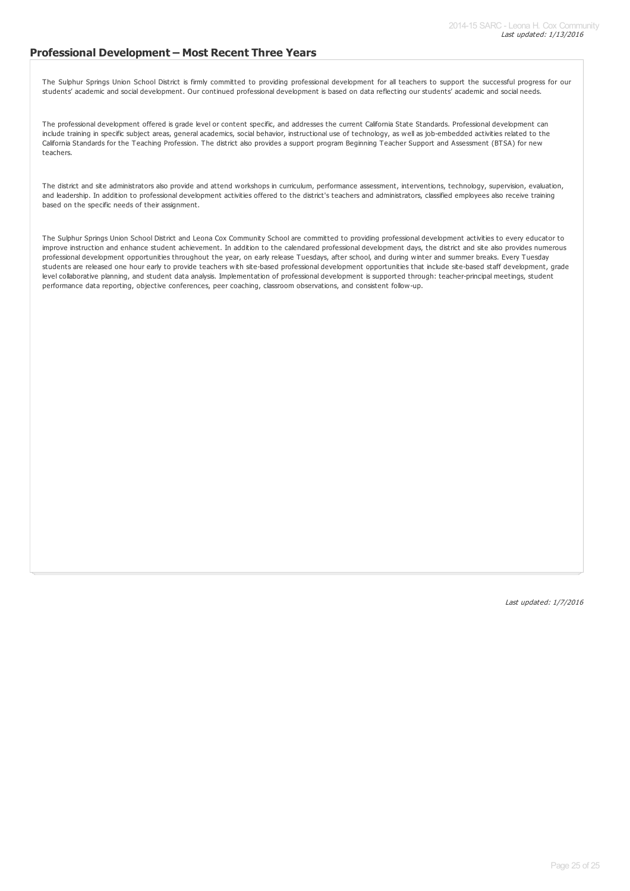## Professional Development – Most Recent Three Years

The Sulphur Springs Union School District is firmly committed to providing professional development for all teachers to support the successful progress for our students' academic and social development. Our continued professional development is based on data reflecting our students' academic and social needs.

The professional development offered is grade level or content specific, and addresses the current California State Standards. Professional development can include training in specific subject areas, general academics, social behavior, instructional use of technology, as well as job-embedded activities related to the California Standards for the Teaching Profession. The district also provides a support program Beginning Teacher Support and Assessment (BTSA) for new teachers.

The district and site administrators also provide and attend workshops in curriculum, performance assessment, interventions, technology, supervision, evaluation, and leadership. In addition to professional development activities offered to the district's teachers and administrators, classified employees also receive training based on the specific needs of their assignment.

The Sulphur Springs Union School District and Leona Cox Community School are committed to providing professional development activities to every educator to improve instruction and enhance student achievement. In addition to the calendared professional development days, the district and site also provides numerous professional development opportunities throughout the year, on early release Tuesdays, after school, and during winter and summer breaks. Every Tuesday students are released one hour early to provide teachers with site-based professional development opportunities that include site-based staff development, grade level collaborative planning, and student data analysis. Implementation of professional development is supported through: teacher-principal meetings, student performance data reporting, objective conferences, peer coaching, classroom observations, and consistent follow-up.

*Last updated: 1/7/2016*